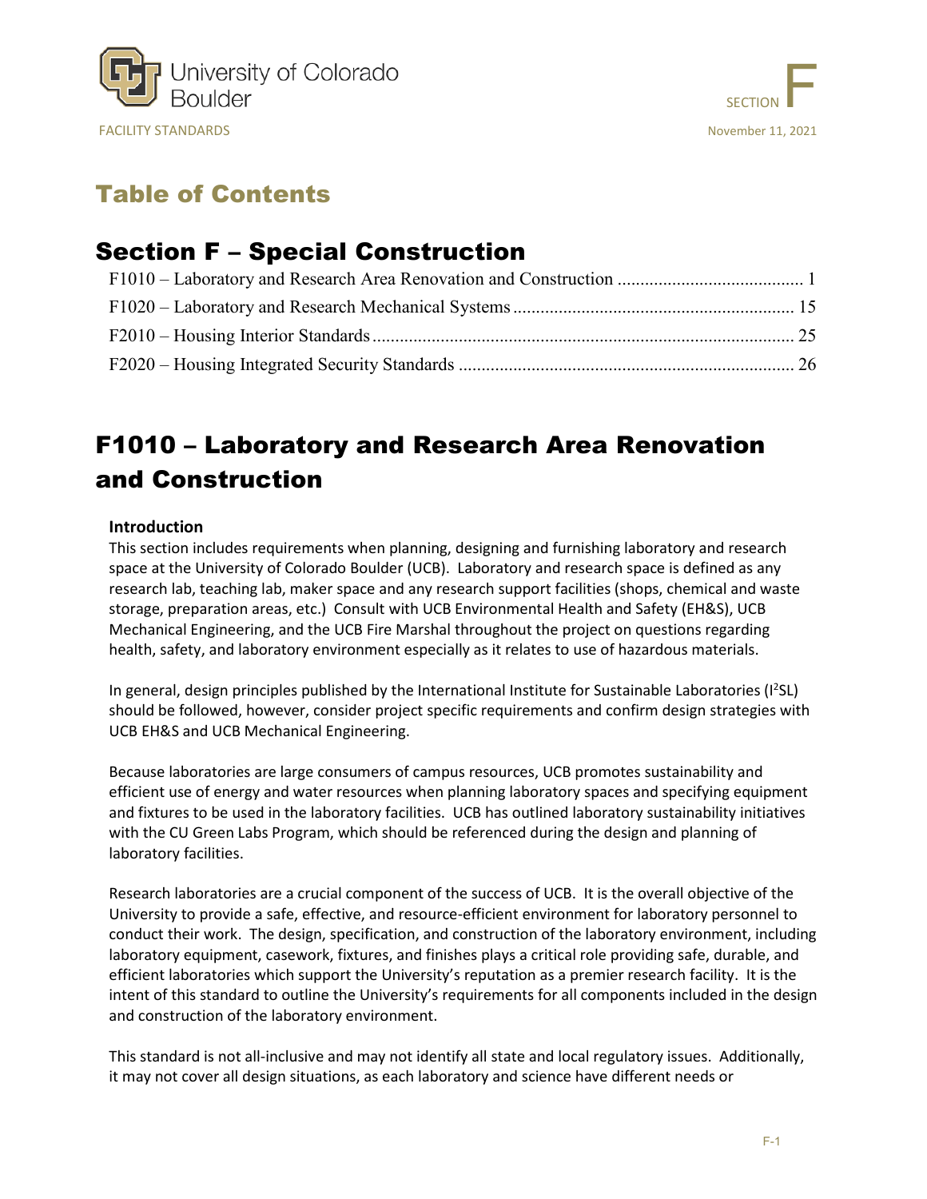# Table of Contents

## Section F – Special Construction

F1010 – Laboratory and Research Area Renovation and Construction ........................................ 1
F1020 – Laboratory and Research Mechanical Systems ............................................................ 15
F2010 – Housing Interior Standards ........................................................................................... 25
F2020 – Housing Integrated Security Standards ........................................................................ 26

# F1010 – Laboratory and Research Area Renovation and Construction

**Introduction**

This section includes requirements when planning, designing and furnishing laboratory and research space at the University of Colorado Boulder (UCB). Laboratory and research space is defined as any research lab, teaching lab, maker space and any research support facilities (shops, chemical and waste storage, preparation areas, etc.) Consult with UCB Environmental Health and Safety (EH&S), UCB Mechanical Engineering, and the UCB Fire Marshal throughout the project on questions regarding health, safety, and laboratory environment especially as it relates to use of hazardous materials.

In general, design principles published by the International Institute for Sustainable Laboratories ($I^2SL$) should be followed, however, consider project specific requirements and confirm design strategies with UCB EH&S and UCB Mechanical Engineering.

Because laboratories are large consumers of campus resources, UCB promotes sustainability and efficient use of energy and water resources when planning laboratory spaces and specifying equipment and fixtures to be used in the laboratory facilities. UCB has outlined laboratory sustainability initiatives with the CU Green Labs Program, which should be referenced during the design and planning of laboratory facilities.

Research laboratories are a crucial component of the success of UCB. It is the overall objective of the University to provide a safe, effective, and resource-efficient environment for laboratory personnel to conduct their work. The design, specification, and construction of the laboratory environment, including laboratory equipment, casework, fixtures, and finishes plays a critical role providing safe, durable, and efficient laboratories which support the University's reputation as a premier research facility. It is the intent of this standard to outline the University's requirements for all components included in the design and construction of the laboratory environment.

This standard is not all-inclusive and may not identify all state and local regulatory issues. Additionally, it may not cover all design situations, as each laboratory and science have different needs or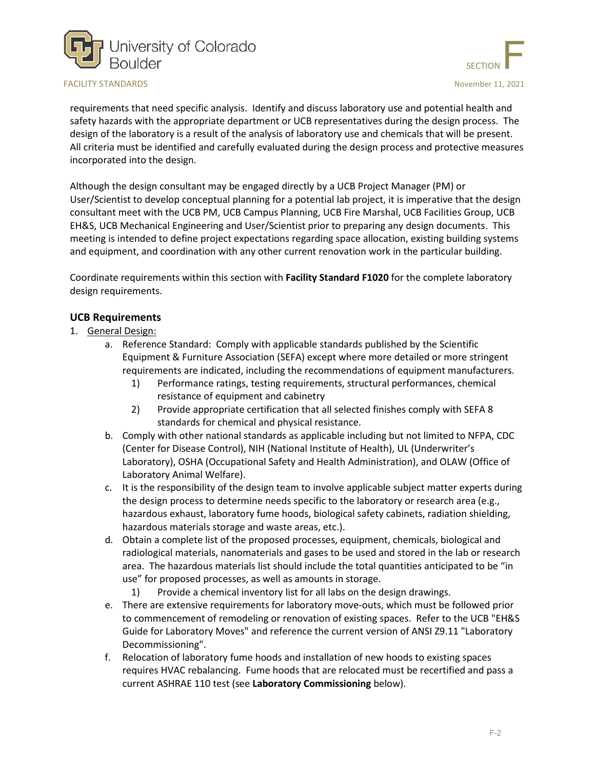requirements that need specific analysis. Identify and discuss laboratory use and potential health and safety hazards with the appropriate department or UCB representatives during the design process. The design of the laboratory is a result of the analysis of laboratory use and chemicals that will be present. All criteria must be identified and carefully evaluated during the design process and protective measures incorporated into the design.

Although the design consultant may be engaged directly by a UCB Project Manager (PM) or User/Scientist to develop conceptual planning for a potential lab project, it is imperative that the design consultant meet with the UCB PM, UCB Campus Planning, UCB Fire Marshal, UCB Facilities Group, UCB EH&S, UCB Mechanical Engineering and User/Scientist prior to preparing any design documents. This meeting is intended to define project expectations regarding space allocation, existing building systems and equipment, and coordination with any other current renovation work in the particular building.

Coordinate requirements within this section with **Facility Standard F1020** for the complete laboratory design requirements.

## UCB Requirements

1. General Design:
   a. Reference Standard: Comply with applicable standards published by the Scientific Equipment & Furniture Association (SEFA) except where more detailed or more stringent requirements are indicated, including the recommendations of equipment manufacturers.
      1) Performance ratings, testing requirements, structural performances, chemical resistance of equipment and cabinetry
      2) Provide appropriate certification that all selected finishes comply with SEFA 8 standards for chemical and physical resistance.

   b. Comply with other national standards as applicable including but not limited to NFPA, CDC (Center for Disease Control), NIH (National Institute of Health), UL (Underwriter's Laboratory), OSHA (Occupational Safety and Health Administration), and OLAW (Office of Laboratory Animal Welfare).

   c. It is the responsibility of the design team to involve applicable subject matter experts during the design process to determine needs specific to the laboratory or research area (e.g., hazardous exhaust, laboratory fume hoods, biological safety cabinets, radiation shielding, hazardous materials storage and waste areas, etc.).

   d. Obtain a complete list of the proposed processes, equipment, chemicals, biological and radiological materials, nanomaterials and gases to be used and stored in the lab or research area. The hazardous materials list should include the total quantities anticipated to be "in use" for proposed processes, as well as amounts in storage.
      1) Provide a chemical inventory list for all labs on the design drawings.

   e. There are extensive requirements for laboratory move-outs, which must be followed prior to commencement of remodeling or renovation of existing spaces. Refer to the UCB "EH&S Guide for Laboratory Moves" and reference the current version of ANSI Z9.11 "Laboratory Decommissioning".

   f. Relocation of laboratory fume hoods and installation of new hoods to existing spaces requires HVAC rebalancing. Fume hoods that are relocated must be recertified and pass a current ASHRAE 110 test (see **Laboratory Commissioning** below).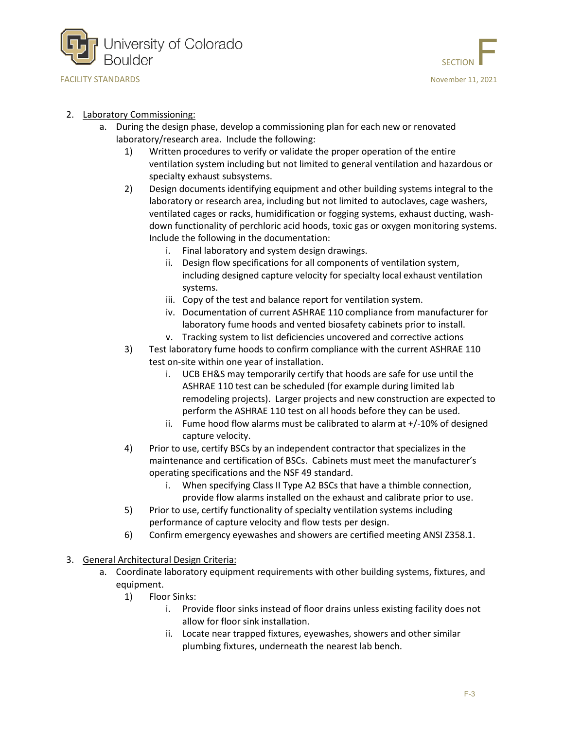2. Laboratory Commissioning:
   a. During the design phase, develop a commissioning plan for each new or renovated laboratory/research area. Include the following:
      1) Written procedures to verify or validate the proper operation of the entire ventilation system including but not limited to general ventilation and hazardous or specialty exhaust subsystems.
      2) Design documents identifying equipment and other building systems integral to the laboratory or research area, including but not limited to autoclaves, cage washers, ventilated cages or racks, humidification or fogging systems, exhaust ducting, wash-down functionality of perchloric acid hoods, toxic gas or oxygen monitoring systems. Include the following in the documentation:
         i. Final laboratory and system design drawings.
         ii. Design flow specifications for all components of ventilation system, including designed capture velocity for specialty local exhaust ventilation systems.
         iii. Copy of the test and balance report for ventilation system.
         iv. Documentation of current ASHRAE 110 compliance from manufacturer for laboratory fume hoods and vented biosafety cabinets prior to install.
         v. Tracking system to list deficiencies uncovered and corrective actions
      3) Test laboratory fume hoods to confirm compliance with the current ASHRAE 110 test on-site within one year of installation.
         i. UCB EH&S may temporarily certify that hoods are safe for use until the ASHRAE 110 test can be scheduled (for example during limited lab remodeling projects). Larger projects and new construction are expected to perform the ASHRAE 110 test on all hoods before they can be used.
         ii. Fume hood flow alarms must be calibrated to alarm at +/-10% of designed capture velocity.
      4) Prior to use, certify BSCs by an independent contractor that specializes in the maintenance and certification of BSCs. Cabinets must meet the manufacturer's operating specifications and the NSF 49 standard.
         i. When specifying Class II Type A2 BSCs that have a thimble connection, provide flow alarms installed on the exhaust and calibrate prior to use.
      5) Prior to use, certify functionality of specialty ventilation systems including performance of capture velocity and flow tests per design.
      6) Confirm emergency eyewashes and showers are certified meeting ANSI Z358.1.

3. General Architectural Design Criteria:
   a. Coordinate laboratory equipment requirements with other building systems, fixtures, and equipment.
      1) Floor Sinks:
         i. Provide floor sinks instead of floor drains unless existing facility does not allow for floor sink installation.
         ii. Locate near trapped fixtures, eyewashes, showers and other similar plumbing fixtures, underneath the nearest lab bench.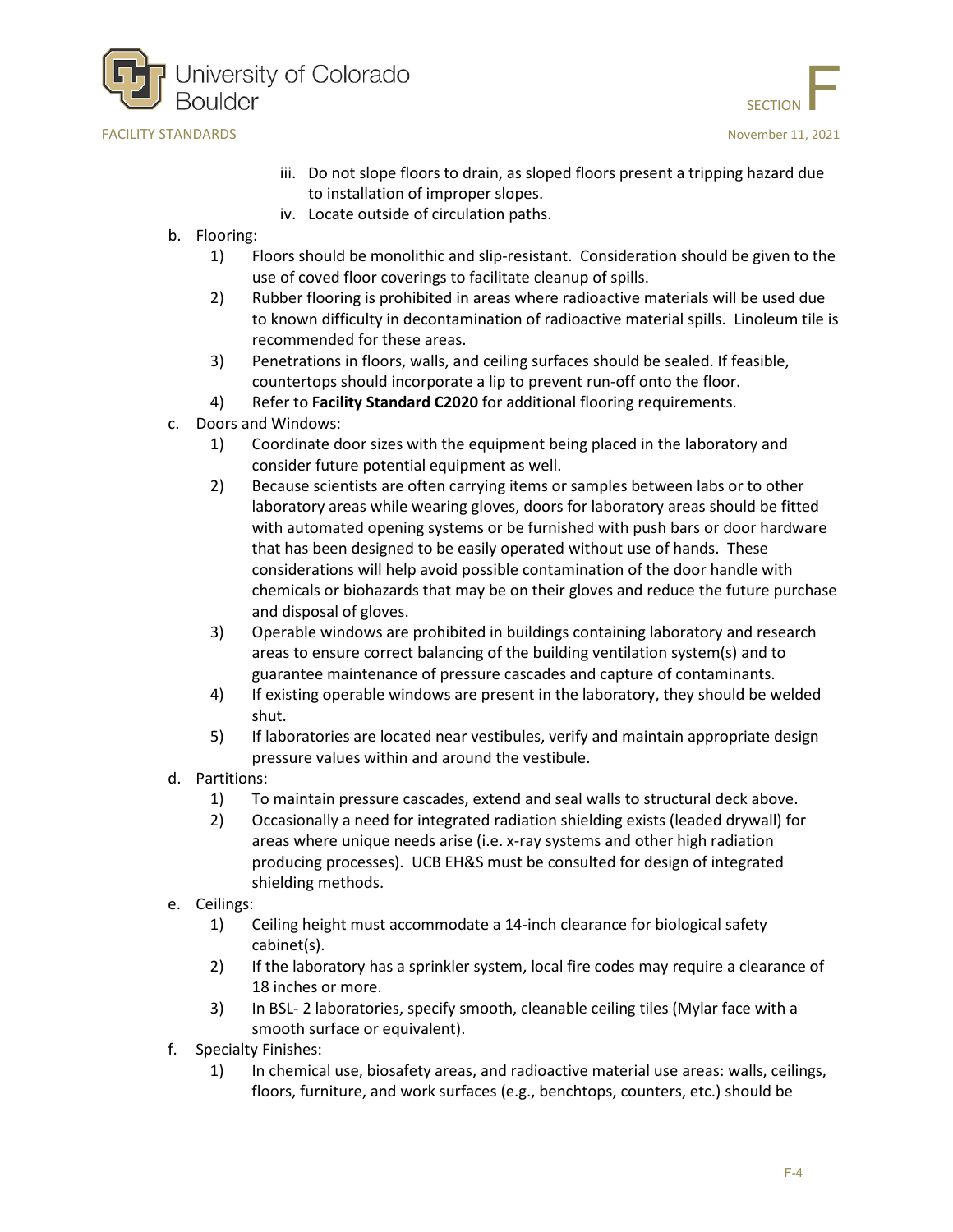iii. Do not slope floors to drain, as sloped floors present a tripping hazard due to installation of improper slopes.
   iv. Locate outside of circulation paths.

b. Flooring:
   1) Floors should be monolithic and slip-resistant. Consideration should be given to the use of coved floor coverings to facilitate cleanup of spills.
   2) Rubber flooring is prohibited in areas where radioactive materials will be used due to known difficulty in decontamination of radioactive material spills. Linoleum tile is recommended for these areas.
   3) Penetrations in floors, walls, and ceiling surfaces should be sealed. If feasible, countertops should incorporate a lip to prevent run-off onto the floor.
   4) Refer to **Facility Standard C2020** for additional flooring requirements.

c. Doors and Windows:
   1) Coordinate door sizes with the equipment being placed in the laboratory and consider future potential equipment as well.
   2) Because scientists are often carrying items or samples between labs or to other laboratory areas while wearing gloves, doors for laboratory areas should be fitted with automated opening systems or be furnished with push bars or door hardware that has been designed to be easily operated without use of hands. These considerations will help avoid possible contamination of the door handle with chemicals or biohazards that may be on their gloves and reduce the future purchase and disposal of gloves.
   3) Operable windows are prohibited in buildings containing laboratory and research areas to ensure correct balancing of the building ventilation system(s) and to guarantee maintenance of pressure cascades and capture of contaminants.
   4) If existing operable windows are present in the laboratory, they should be welded shut.
   5) If laboratories are located near vestibules, verify and maintain appropriate design pressure values within and around the vestibule.

d. Partitions:
   1) To maintain pressure cascades, extend and seal walls to structural deck above.
   2) Occasionally a need for integrated radiation shielding exists (leaded drywall) for areas where unique needs arise (i.e. x-ray systems and other high radiation producing processes). UCB EH&S must be consulted for design of integrated shielding methods.

e. Ceilings:
   1) Ceiling height must accommodate a 14-inch clearance for biological safety cabinet(s).
   2) If the laboratory has a sprinkler system, local fire codes may require a clearance of 18 inches or more.
   3) In BSL- 2 laboratories, specify smooth, cleanable ceiling tiles (Mylar face with a smooth surface or equivalent).

f. Specialty Finishes:
   1) In chemical use, biosafety areas, and radioactive material use areas: walls, ceilings, floors, furniture, and work surfaces (e.g., benchtops, counters, etc.) should be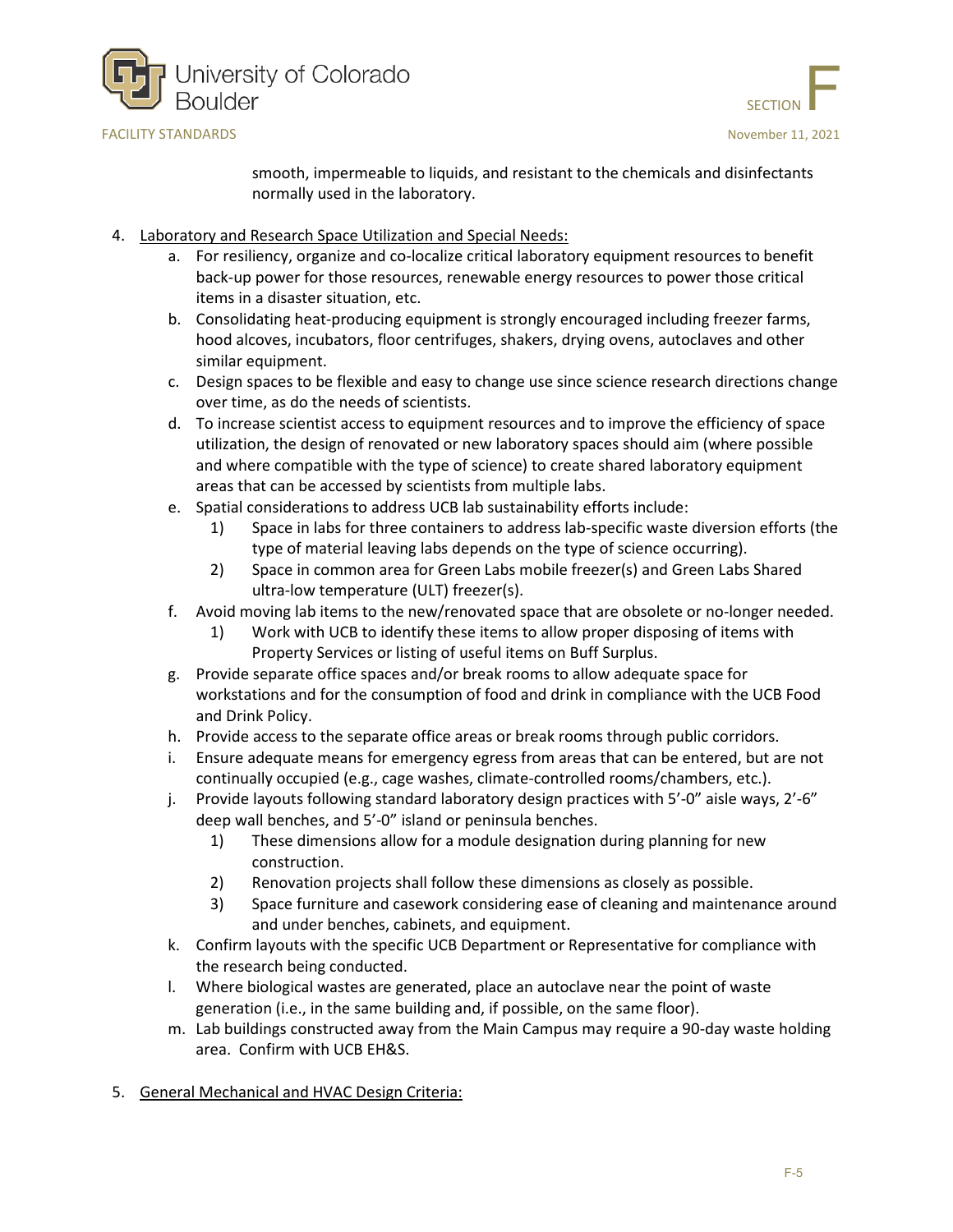smooth, impermeable to liquids, and resistant to the chemicals and disinfectants normally used in the laboratory.

4. Laboratory and Research Space Utilization and Special Needs:
   a. For resiliency, organize and co-localize critical laboratory equipment resources to benefit back-up power for those resources, renewable energy resources to power those critical items in a disaster situation, etc.
   b. Consolidating heat-producing equipment is strongly encouraged including freezer farms, hood alcoves, incubators, floor centrifuges, shakers, drying ovens, autoclaves and other similar equipment.
   c. Design spaces to be flexible and easy to change use since science research directions change over time, as do the needs of scientists.
   d. To increase scientist access to equipment resources and to improve the efficiency of space utilization, the design of renovated or new laboratory spaces should aim (where possible and where compatible with the type of science) to create shared laboratory equipment areas that can be accessed by scientists from multiple labs.
   e. Spatial considerations to address UCB lab sustainability efforts include:
      1) Space in labs for three containers to address lab-specific waste diversion efforts (the type of material leaving labs depends on the type of science occurring).
      2) Space in common area for Green Labs mobile freezer(s) and Green Labs Shared ultra-low temperature (ULT) freezer(s).
   f. Avoid moving lab items to the new/renovated space that are obsolete or no-longer needed.
      1) Work with UCB to identify these items to allow proper disposing of items with Property Services or listing of useful items on Buff Surplus.
   g. Provide separate office spaces and/or break rooms to allow adequate space for workstations and for the consumption of food and drink in compliance with the UCB Food and Drink Policy.
   h. Provide access to the separate office areas or break rooms through public corridors.
   i. Ensure adequate means for emergency egress from areas that can be entered, but are not continually occupied (e.g., cage washes, climate-controlled rooms/chambers, etc.).
   j. Provide layouts following standard laboratory design practices with 5'-0" aisle ways, 2'-6" deep wall benches, and 5'-0" island or peninsula benches.
      1) These dimensions allow for a module designation during planning for new construction.
      2) Renovation projects shall follow these dimensions as closely as possible.
      3) Space furniture and casework considering ease of cleaning and maintenance around and under benches, cabinets, and equipment.
   k. Confirm layouts with the specific UCB Department or Representative for compliance with the research being conducted.
   l. Where biological wastes are generated, place an autoclave near the point of waste generation (i.e., in the same building and, if possible, on the same floor).
   m. Lab buildings constructed away from the Main Campus may require a 90-day waste holding area. Confirm with UCB EH&S.

5. General Mechanical and HVAC Design Criteria: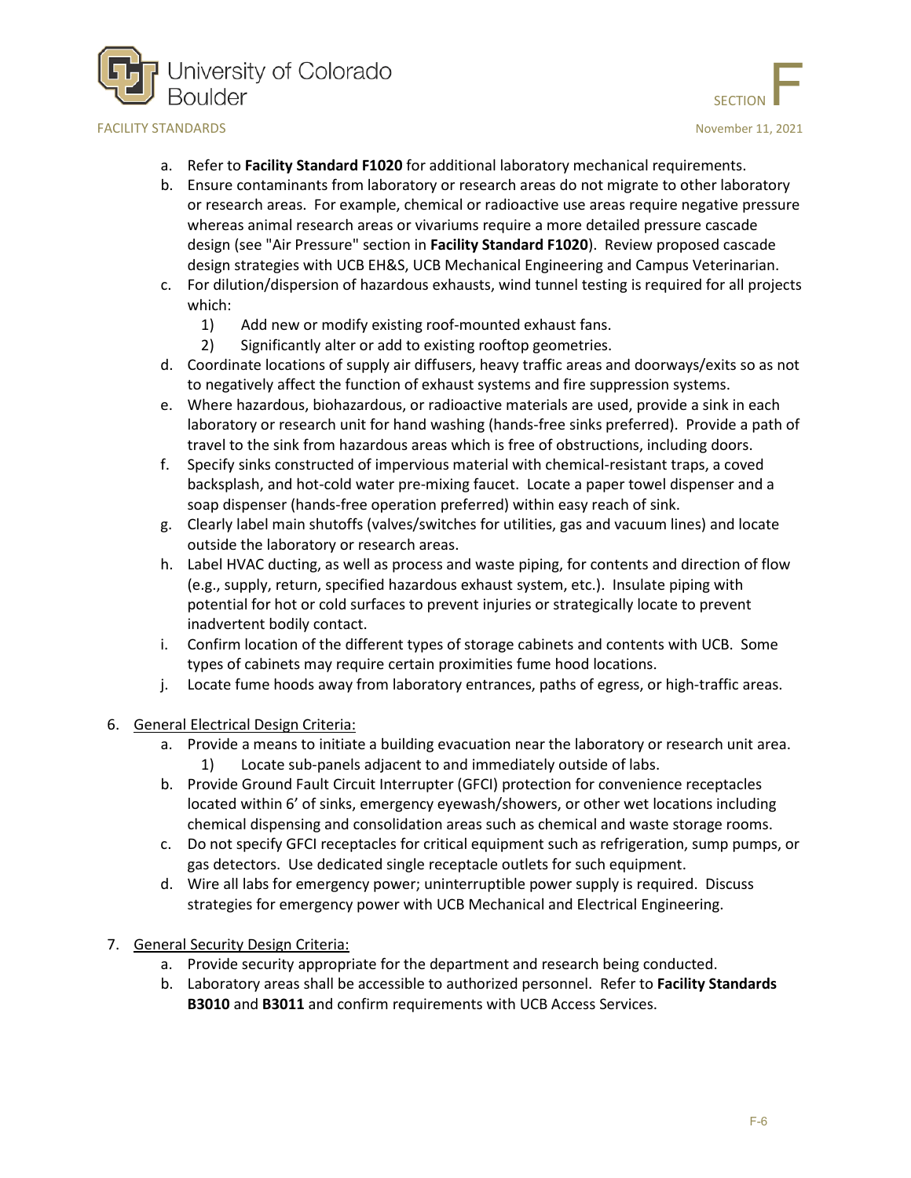a. Refer to **Facility Standard F1020** for additional laboratory mechanical requirements.
b. Ensure contaminants from laboratory or research areas do not migrate to other laboratory or research areas. For example, chemical or radioactive use areas require negative pressure whereas animal research areas or vivariums require a more detailed pressure cascade design (see "Air Pressure" section in **Facility Standard F1020**). Review proposed cascade design strategies with UCB EH&S, UCB Mechanical Engineering and Campus Veterinarian.
c. For dilution/dispersion of hazardous exhausts, wind tunnel testing is required for all projects which:
    1) Add new or modify existing roof-mounted exhaust fans.
    2) Significantly alter or add to existing rooftop geometries.
d. Coordinate locations of supply air diffusers, heavy traffic areas and doorways/exits so as not to negatively affect the function of exhaust systems and fire suppression systems.
e. Where hazardous, biohazardous, or radioactive materials are used, provide a sink in each laboratory or research unit for hand washing (hands-free sinks preferred). Provide a path of travel to the sink from hazardous areas which is free of obstructions, including doors.
f. Specify sinks constructed of impervious material with chemical-resistant traps, a coved backsplash, and hot-cold water pre-mixing faucet. Locate a paper towel dispenser and a soap dispenser (hands-free operation preferred) within easy reach of sink.
g. Clearly label main shutoffs (valves/switches for utilities, gas and vacuum lines) and locate outside the laboratory or research areas.
h. Label HVAC ducting, as well as process and waste piping, for contents and direction of flow (e.g., supply, return, specified hazardous exhaust system, etc.). Insulate piping with potential for hot or cold surfaces to prevent injuries or strategically locate to prevent inadvertent bodily contact.
i. Confirm location of the different types of storage cabinets and contents with UCB. Some types of cabinets may require certain proximities fume hood locations.
j. Locate fume hoods away from laboratory entrances, paths of egress, or high-traffic areas.

6. <u>General Electrical Design Criteria:</u>
    a. Provide a means to initiate a building evacuation near the laboratory or research unit area.
        1) Locate sub-panels adjacent to and immediately outside of labs.
    b. Provide Ground Fault Circuit Interrupter (GFCI) protection for convenience receptacles located within 6' of sinks, emergency eyewash/showers, or other wet locations including chemical dispensing and consolidation areas such as chemical and waste storage rooms.
    c. Do not specify GFCI receptacles for critical equipment such as refrigeration, sump pumps, or gas detectors. Use dedicated single receptacle outlets for such equipment.
    d. Wire all labs for emergency power; uninterruptible power supply is required. Discuss strategies for emergency power with UCB Mechanical and Electrical Engineering.

7. <u>General Security Design Criteria:</u>
    a. Provide security appropriate for the department and research being conducted.
    b. Laboratory areas shall be accessible to authorized personnel. Refer to **Facility Standards B3010** and **B3011** and confirm requirements with UCB Access Services.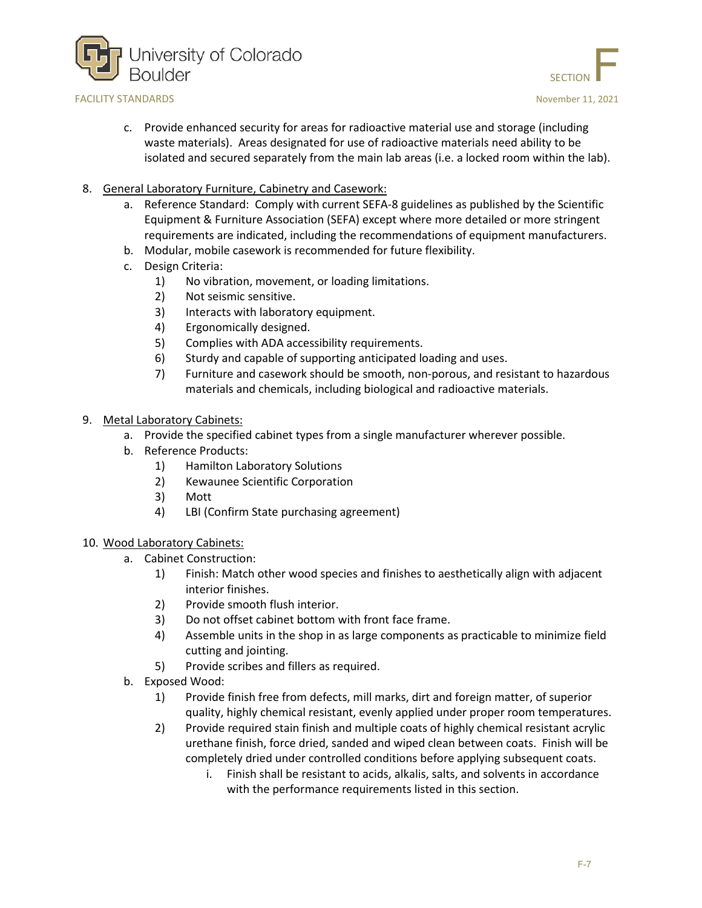c. Provide enhanced security for areas for radioactive material use and storage (including waste materials). Areas designated for use of radioactive materials need ability to be isolated and secured separately from the main lab areas (i.e. a locked room within the lab).

8. General Laboratory Furniture, Cabinetry and Casework:
   a. Reference Standard: Comply with current SEFA-8 guidelines as published by the Scientific Equipment & Furniture Association (SEFA) except where more detailed or more stringent requirements are indicated, including the recommendations of equipment manufacturers.
   b. Modular, mobile casework is recommended for future flexibility.
   c. Design Criteria:
      1) No vibration, movement, or loading limitations.
      2) Not seismic sensitive.
      3) Interacts with laboratory equipment.
      4) Ergonomically designed.
      5) Complies with ADA accessibility requirements.
      6) Sturdy and capable of supporting anticipated loading and uses.
      7) Furniture and casework should be smooth, non-porous, and resistant to hazardous materials and chemicals, including biological and radioactive materials.

9. Metal Laboratory Cabinets:
   a. Provide the specified cabinet types from a single manufacturer wherever possible.
   b. Reference Products:
      1) Hamilton Laboratory Solutions
      2) Kewaunee Scientific Corporation
      3) Mott
      4) LBI (Confirm State purchasing agreement)

10. Wood Laboratory Cabinets:
    a. Cabinet Construction:
       1) Finish: Match other wood species and finishes to aesthetically align with adjacent interior finishes.
       2) Provide smooth flush interior.
       3) Do not offset cabinet bottom with front face frame.
       4) Assemble units in the shop in as large components as practicable to minimize field cutting and jointing.
       5) Provide scribes and fillers as required.
    b. Exposed Wood:
       1) Provide finish free from defects, mill marks, dirt and foreign matter, of superior quality, highly chemical resistant, evenly applied under proper room temperatures.
       2) Provide required stain finish and multiple coats of highly chemical resistant acrylic urethane finish, force dried, sanded and wiped clean between coats. Finish will be completely dried under controlled conditions before applying subsequent coats.
          i. Finish shall be resistant to acids, alkalis, salts, and solvents in accordance with the performance requirements listed in this section.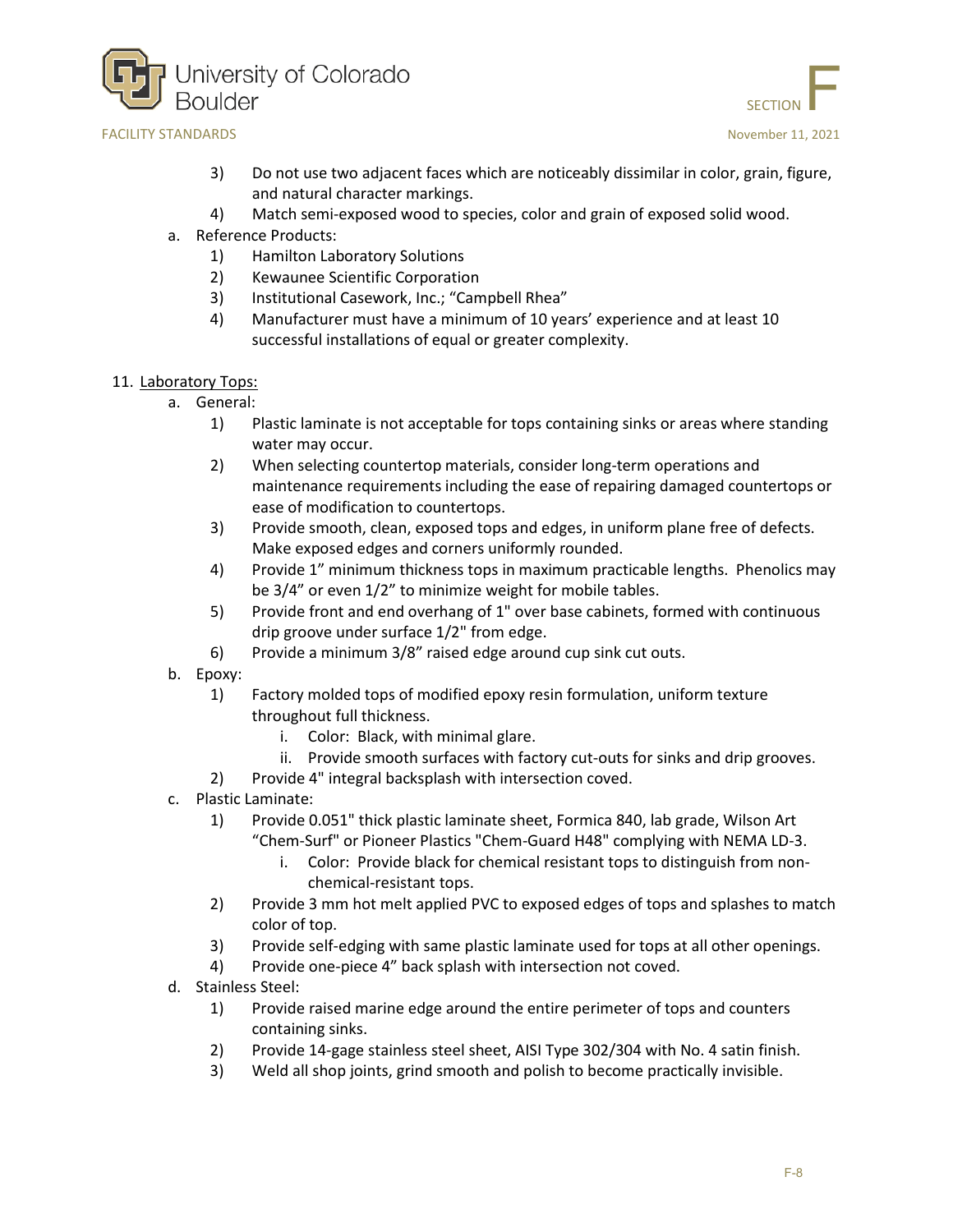3) Do not use two adjacent faces which are noticeably dissimilar in color, grain, figure, and natural character markings.
4) Match semi-exposed wood to species, color and grain of exposed solid wood.

a. Reference Products:
   1) Hamilton Laboratory Solutions
   2) Kewaunee Scientific Corporation
   3) Institutional Casework, Inc.; "Campbell Rhea"
   4) Manufacturer must have a minimum of 10 years' experience and at least 10 successful installations of equal or greater complexity.

11. Laboratory Tops:
   a. General:
      1) Plastic laminate is not acceptable for tops containing sinks or areas where standing water may occur.
      2) When selecting countertop materials, consider long-term operations and maintenance requirements including the ease of repairing damaged countertops or ease of modification to countertops.
      3) Provide smooth, clean, exposed tops and edges, in uniform plane free of defects. Make exposed edges and corners uniformly rounded.
      4) Provide 1" minimum thickness tops in maximum practicable lengths. Phenolics may be 3/4" or even 1/2" to minimize weight for mobile tables.
      5) Provide front and end overhang of 1" over base cabinets, formed with continuous drip groove under surface 1/2" from edge.
      6) Provide a minimum 3/8" raised edge around cup sink cut outs.
   b. Epoxy:
      1) Factory molded tops of modified epoxy resin formulation, uniform texture throughout full thickness.
         i. Color: Black, with minimal glare.
         ii. Provide smooth surfaces with factory cut-outs for sinks and drip grooves.
      2) Provide 4" integral backsplash with intersection coved.
   c. Plastic Laminate:
      1) Provide 0.051" thick plastic laminate sheet, Formica 840, lab grade, Wilson Art "Chem-Surf" or Pioneer Plastics "Chem-Guard H48" complying with NEMA LD-3.
         i. Color: Provide black for chemical resistant tops to distinguish from non-chemical-resistant tops.
      2) Provide 3 mm hot melt applied PVC to exposed edges of tops and splashes to match color of top.
      3) Provide self-edging with same plastic laminate used for tops at all other openings.
      4) Provide one-piece 4" back splash with intersection not coved.
   d. Stainless Steel:
      1) Provide raised marine edge around the entire perimeter of tops and counters containing sinks.
      2) Provide 14-gage stainless steel sheet, AISI Type 302/304 with No. 4 satin finish.
      3) Weld all shop joints, grind smooth and polish to become practically invisible.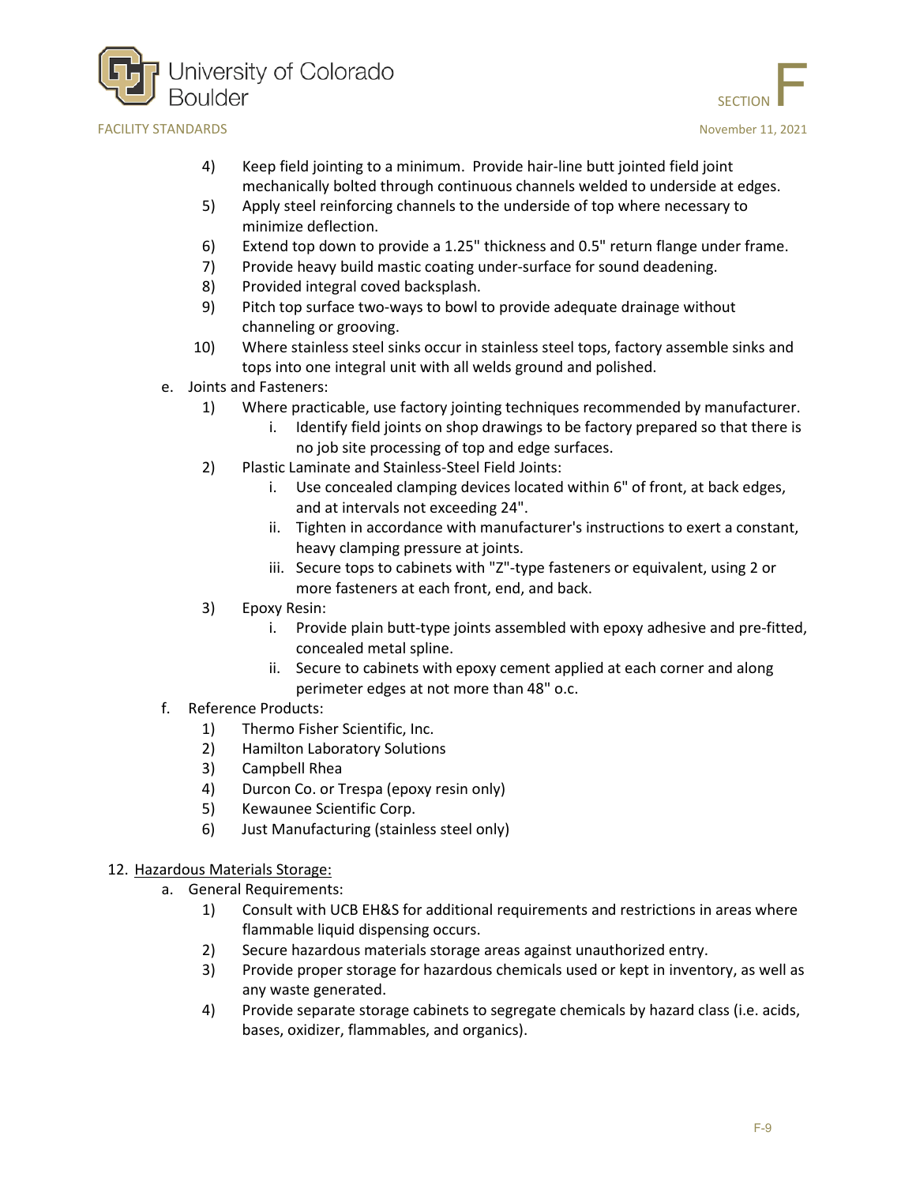4) Keep field jointing to a minimum. Provide hair-line butt jointed field joint mechanically bolted through continuous channels welded to underside at edges.
5) Apply steel reinforcing channels to the underside of top where necessary to minimize deflection.
6) Extend top down to provide a 1.25" thickness and 0.5" return flange under frame.
7) Provide heavy build mastic coating under-surface for sound deadening.
8) Provided integral coved backsplash.
9) Pitch top surface two-ways to bowl to provide adequate drainage without channeling or grooving.
10) Where stainless steel sinks occur in stainless steel tops, factory assemble sinks and tops into one integral unit with all welds ground and polished.

e. Joints and Fasteners:
1) Where practicable, use factory jointing techniques recommended by manufacturer.
   i. Identify field joints on shop drawings to be factory prepared so that there is no job site processing of top and edge surfaces.
2) Plastic Laminate and Stainless-Steel Field Joints:
   i. Use concealed clamping devices located within 6" of front, at back edges, and at intervals not exceeding 24".
   ii. Tighten in accordance with manufacturer's instructions to exert a constant, heavy clamping pressure at joints.
   iii. Secure tops to cabinets with "Z"-type fasteners or equivalent, using 2 or more fasteners at each front, end, and back.
3) Epoxy Resin:
   i. Provide plain butt-type joints assembled with epoxy adhesive and pre-fitted, concealed metal spline.
   ii. Secure to cabinets with epoxy cement applied at each corner and along perimeter edges at not more than 48" o.c.

f. Reference Products:
1) Thermo Fisher Scientific, Inc.
2) Hamilton Laboratory Solutions
3) Campbell Rhea
4) Durcon Co. or Trespa (epoxy resin only)
5) Kewaunee Scientific Corp.
6) Just Manufacturing (stainless steel only)

12. <u>Hazardous Materials Storage:</u>

a. General Requirements:
1) Consult with UCB EH&S for additional requirements and restrictions in areas where flammable liquid dispensing occurs.
2) Secure hazardous materials storage areas against unauthorized entry.
3) Provide proper storage for hazardous chemicals used or kept in inventory, as well as any waste generated.
4) Provide separate storage cabinets to segregate chemicals by hazard class (i.e. acids, bases, oxidizer, flammables, and organics).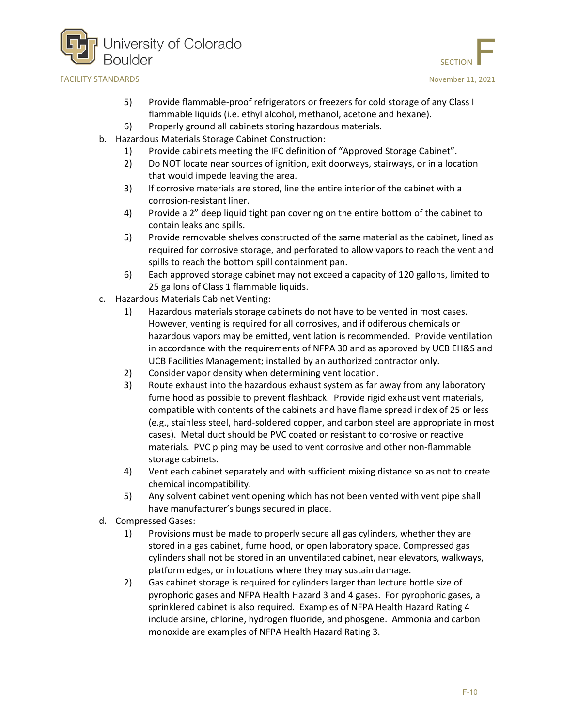5) Provide flammable-proof refrigerators or freezers for cold storage of any Class I flammable liquids (i.e. ethyl alcohol, methanol, acetone and hexane).
6) Properly ground all cabinets storing hazardous materials.

b. Hazardous Materials Storage Cabinet Construction:
   1) Provide cabinets meeting the IFC definition of "Approved Storage Cabinet".
   2) Do NOT locate near sources of ignition, exit doorways, stairways, or in a location that would impede leaving the area.
   3) If corrosive materials are stored, line the entire interior of the cabinet with a corrosion-resistant liner.
   4) Provide a 2" deep liquid tight pan covering on the entire bottom of the cabinet to contain leaks and spills.
   5) Provide removable shelves constructed of the same material as the cabinet, lined as required for corrosive storage, and perforated to allow vapors to reach the vent and spills to reach the bottom spill containment pan.
   6) Each approved storage cabinet may not exceed a capacity of 120 gallons, limited to 25 gallons of Class 1 flammable liquids.

c. Hazardous Materials Cabinet Venting:
   1) Hazardous materials storage cabinets do not have to be vented in most cases. However, venting is required for all corrosives, and if odiferous chemicals or hazardous vapors may be emitted, ventilation is recommended. Provide ventilation in accordance with the requirements of NFPA 30 and as approved by UCB EH&S and UCB Facilities Management; installed by an authorized contractor only.
   2) Consider vapor density when determining vent location.
   3) Route exhaust into the hazardous exhaust system as far away from any laboratory fume hood as possible to prevent flashback. Provide rigid exhaust vent materials, compatible with contents of the cabinets and have flame spread index of 25 or less (e.g., stainless steel, hard-soldered copper, and carbon steel are appropriate in most cases). Metal duct should be PVC coated or resistant to corrosive or reactive materials. PVC piping may be used to vent corrosive and other non-flammable storage cabinets.
   4) Vent each cabinet separately and with sufficient mixing distance so as not to create chemical incompatibility.
   5) Any solvent cabinet vent opening which has not been vented with vent pipe shall have manufacturer's bungs secured in place.

d. Compressed Gases:
   1) Provisions must be made to properly secure all gas cylinders, whether they are stored in a gas cabinet, fume hood, or open laboratory space. Compressed gas cylinders shall not be stored in an unventilated cabinet, near elevators, walkways, platform edges, or in locations where they may sustain damage.
   2) Gas cabinet storage is required for cylinders larger than lecture bottle size of pyrophoric gases and NFPA Health Hazard 3 and 4 gases. For pyrophoric gases, a sprinklered cabinet is also required. Examples of NFPA Health Hazard Rating 4 include arsine, chlorine, hydrogen fluoride, and phosgene. Ammonia and carbon monoxide are examples of NFPA Health Hazard Rating 3.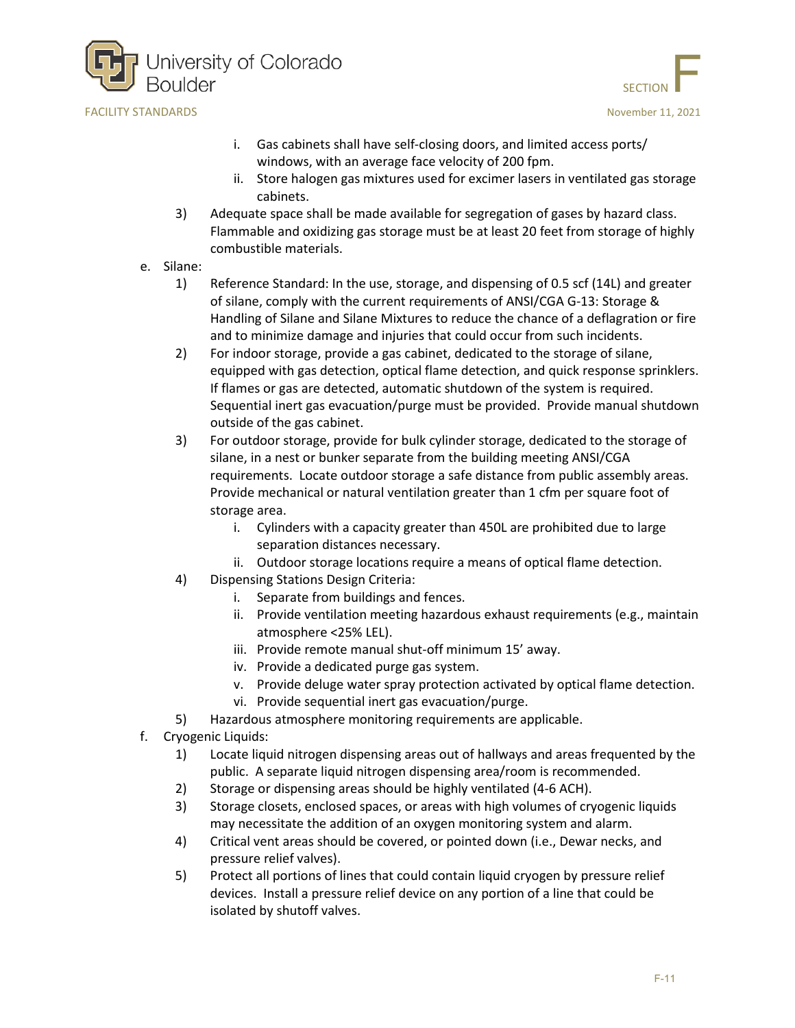i. Gas cabinets shall have self-closing doors, and limited access ports/ windows, with an average face velocity of 200 fpm.

ii. Store halogen gas mixtures used for excimer lasers in ventilated gas storage cabinets.

3) Adequate space shall be made available for segregation of gases by hazard class. Flammable and oxidizing gas storage must be at least 20 feet from storage of highly combustible materials.

e. Silane:

1) Reference Standard: In the use, storage, and dispensing of 0.5 scf (14L) and greater of silane, comply with the current requirements of ANSI/CGA G-13: Storage & Handling of Silane and Silane Mixtures to reduce the chance of a deflagration or fire and to minimize damage and injuries that could occur from such incidents.

2) For indoor storage, provide a gas cabinet, dedicated to the storage of silane, equipped with gas detection, optical flame detection, and quick response sprinklers. If flames or gas are detected, automatic shutdown of the system is required. Sequential inert gas evacuation/purge must be provided. Provide manual shutdown outside of the gas cabinet.

3) For outdoor storage, provide for bulk cylinder storage, dedicated to the storage of silane, in a nest or bunker separate from the building meeting ANSI/CGA requirements. Locate outdoor storage a safe distance from public assembly areas. Provide mechanical or natural ventilation greater than 1 cfm per square foot of storage area.

i. Cylinders with a capacity greater than 450L are prohibited due to large separation distances necessary.

ii. Outdoor storage locations require a means of optical flame detection.

4) Dispensing Stations Design Criteria:

i. Separate from buildings and fences.

ii. Provide ventilation meeting hazardous exhaust requirements (e.g., maintain atmosphere <25% LEL).

iii. Provide remote manual shut-off minimum 15' away.

iv. Provide a dedicated purge gas system.

v. Provide deluge water spray protection activated by optical flame detection.

vi. Provide sequential inert gas evacuation/purge.

5) Hazardous atmosphere monitoring requirements are applicable.

f. Cryogenic Liquids:

1) Locate liquid nitrogen dispensing areas out of hallways and areas frequented by the public. A separate liquid nitrogen dispensing area/room is recommended.

2) Storage or dispensing areas should be highly ventilated (4-6 ACH).

3) Storage closets, enclosed spaces, or areas with high volumes of cryogenic liquids may necessitate the addition of an oxygen monitoring system and alarm.

4) Critical vent areas should be covered, or pointed down (i.e., Dewar necks, and pressure relief valves).

5) Protect all portions of lines that could contain liquid cryogen by pressure relief devices. Install a pressure relief device on any portion of a line that could be isolated by shutoff valves.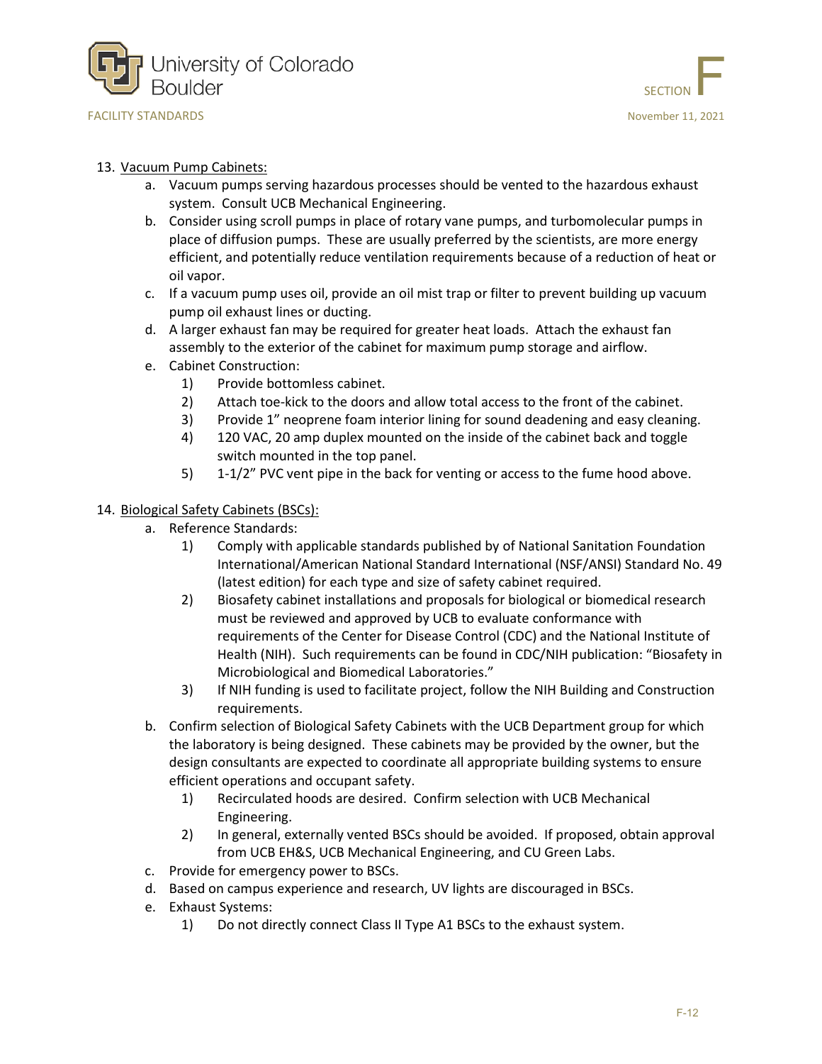13. Vacuum Pump Cabinets:
    a. Vacuum pumps serving hazardous processes should be vented to the hazardous exhaust system. Consult UCB Mechanical Engineering.
    b. Consider using scroll pumps in place of rotary vane pumps, and turbomolecular pumps in place of diffusion pumps. These are usually preferred by the scientists, are more energy efficient, and potentially reduce ventilation requirements because of a reduction of heat or oil vapor.
    c. If a vacuum pump uses oil, provide an oil mist trap or filter to prevent building up vacuum pump oil exhaust lines or ducting.
    d. A larger exhaust fan may be required for greater heat loads. Attach the exhaust fan assembly to the exterior of the cabinet for maximum pump storage and airflow.
    e. Cabinet Construction:
        1) Provide bottomless cabinet.
        2) Attach toe-kick to the doors and allow total access to the front of the cabinet.
        3) Provide 1" neoprene foam interior lining for sound deadening and easy cleaning.
        4) 120 VAC, 20 amp duplex mounted on the inside of the cabinet back and toggle switch mounted in the top panel.
        5) 1-1/2" PVC vent pipe in the back for venting or access to the fume hood above.

14. Biological Safety Cabinets (BSCs):
    a. Reference Standards:
        1) Comply with applicable standards published by of National Sanitation Foundation International/American National Standard International (NSF/ANSI) Standard No. 49 (latest edition) for each type and size of safety cabinet required.
        2) Biosafety cabinet installations and proposals for biological or biomedical research must be reviewed and approved by UCB to evaluate conformance with requirements of the Center for Disease Control (CDC) and the National Institute of Health (NIH). Such requirements can be found in CDC/NIH publication: "Biosafety in Microbiological and Biomedical Laboratories."
        3) If NIH funding is used to facilitate project, follow the NIH Building and Construction requirements.
    b. Confirm selection of Biological Safety Cabinets with the UCB Department group for which the laboratory is being designed. These cabinets may be provided by the owner, but the design consultants are expected to coordinate all appropriate building systems to ensure efficient operations and occupant safety.
        1) Recirculated hoods are desired. Confirm selection with UCB Mechanical Engineering.
        2) In general, externally vented BSCs should be avoided. If proposed, obtain approval from UCB EH&S, UCB Mechanical Engineering, and CU Green Labs.
    c. Provide for emergency power to BSCs.
    d. Based on campus experience and research, UV lights are discouraged in BSCs.
    e. Exhaust Systems:
        1) Do not directly connect Class II Type A1 BSCs to the exhaust system.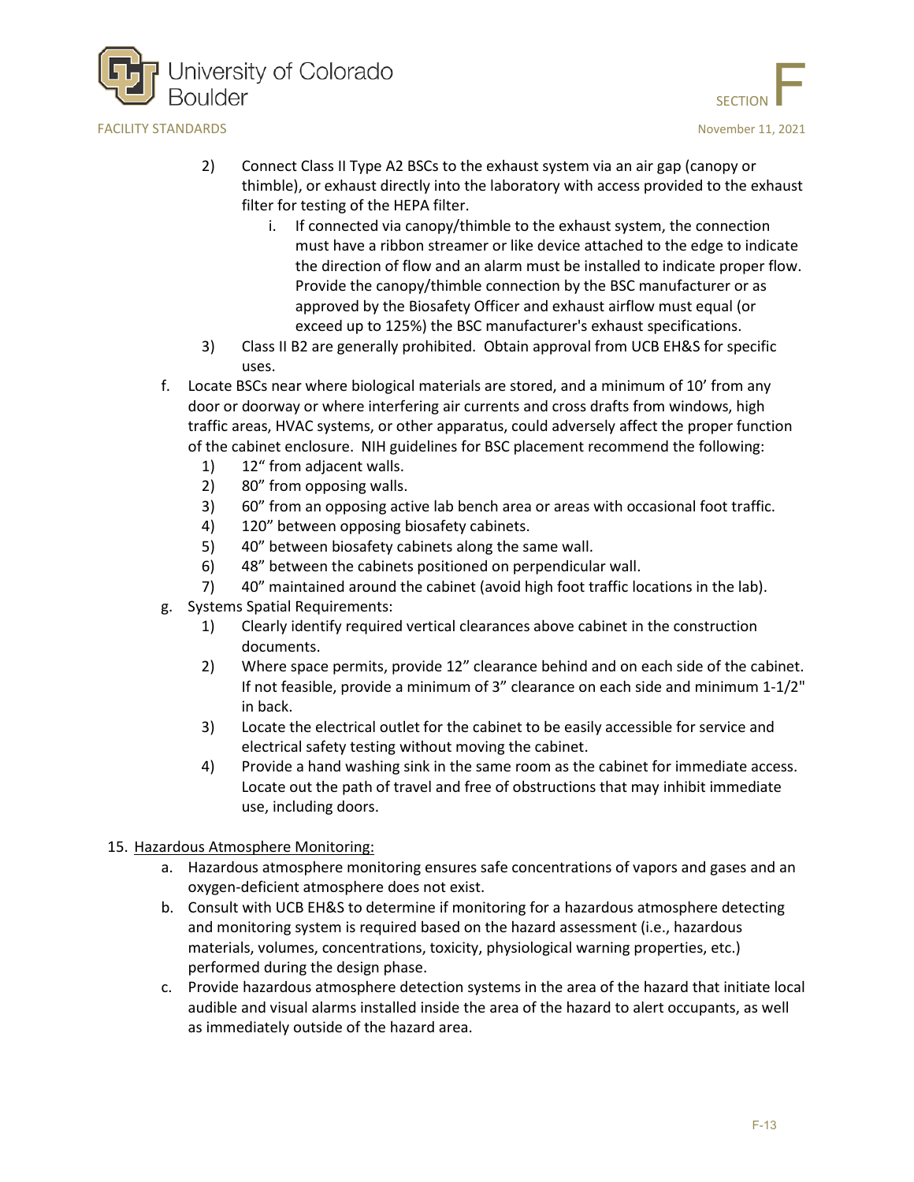2) Connect Class II Type A2 BSCs to the exhaust system via an air gap (canopy or thimble), or exhaust directly into the laboratory with access provided to the exhaust filter for testing of the HEPA filter.
   i. If connected via canopy/thimble to the exhaust system, the connection must have a ribbon streamer or like device attached to the edge to indicate the direction of flow and an alarm must be installed to indicate proper flow. Provide the canopy/thimble connection by the BSC manufacturer or as approved by the Biosafety Officer and exhaust airflow must equal (or exceed up to 125%) the BSC manufacturer's exhaust specifications.

3) Class II B2 are generally prohibited. Obtain approval from UCB EH&S for specific uses.

f. Locate BSCs near where biological materials are stored, and a minimum of 10' from any door or doorway or where interfering air currents and cross drafts from windows, high traffic areas, HVAC systems, or other apparatus, could adversely affect the proper function of the cabinet enclosure. NIH guidelines for BSC placement recommend the following:
   1) 12" from adjacent walls.
   2) 80" from opposing walls.
   3) 60" from an opposing active lab bench area or areas with occasional foot traffic.
   4) 120" between opposing biosafety cabinets.
   5) 40" between biosafety cabinets along the same wall.
   6) 48" between the cabinets positioned on perpendicular wall.
   7) 40" maintained around the cabinet (avoid high foot traffic locations in the lab).

g. Systems Spatial Requirements:
   1) Clearly identify required vertical clearances above cabinet in the construction documents.
   2) Where space permits, provide 12" clearance behind and on each side of the cabinet. If not feasible, provide a minimum of 3" clearance on each side and minimum 1-1/2" in back.
   3) Locate the electrical outlet for the cabinet to be easily accessible for service and electrical safety testing without moving the cabinet.
   4) Provide a hand washing sink in the same room as the cabinet for immediate access. Locate out the path of travel and free of obstructions that may inhibit immediate use, including doors.

15. Hazardous Atmosphere Monitoring:
   a. Hazardous atmosphere monitoring ensures safe concentrations of vapors and gases and an oxygen-deficient atmosphere does not exist.
   b. Consult with UCB EH&S to determine if monitoring for a hazardous atmosphere detecting and monitoring system is required based on the hazard assessment (i.e., hazardous materials, volumes, concentrations, toxicity, physiological warning properties, etc.) performed during the design phase.
   c. Provide hazardous atmosphere detection systems in the area of the hazard that initiate local audible and visual alarms installed inside the area of the hazard to alert occupants, as well as immediately outside of the hazard area.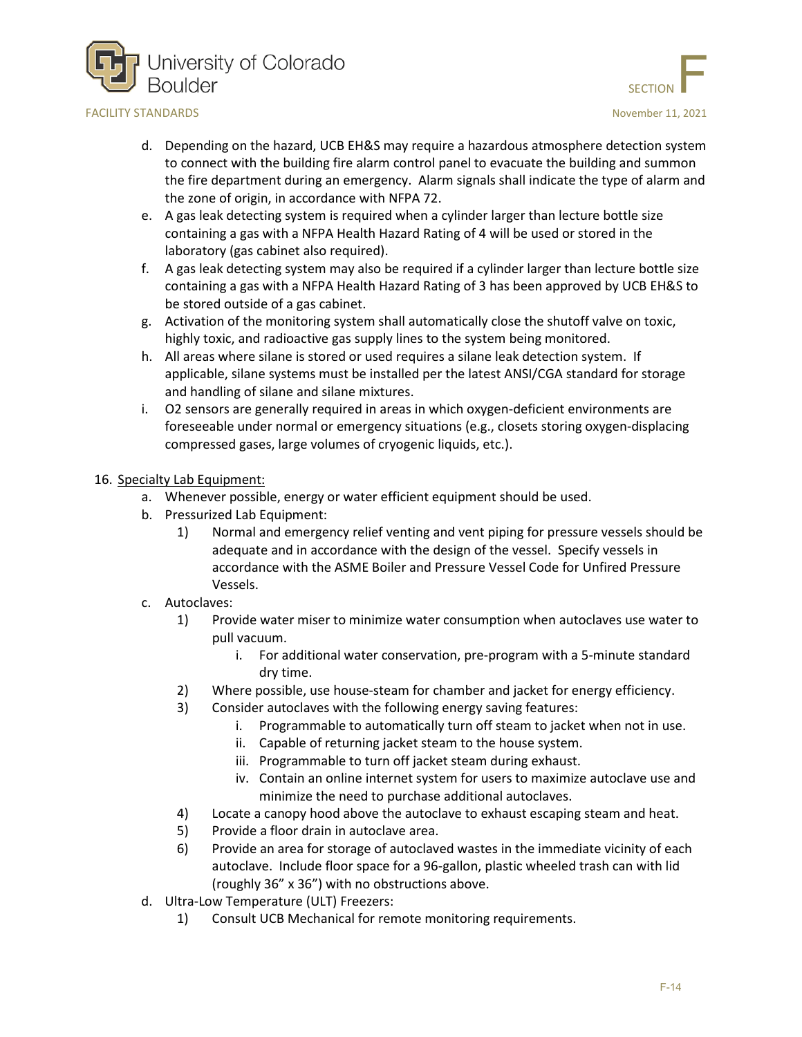d. Depending on the hazard, UCB EH&S may require a hazardous atmosphere detection system to connect with the building fire alarm control panel to evacuate the building and summon the fire department during an emergency. Alarm signals shall indicate the type of alarm and the zone of origin, in accordance with NFPA 72.
e. A gas leak detecting system is required when a cylinder larger than lecture bottle size containing a gas with a NFPA Health Hazard Rating of 4 will be used or stored in the laboratory (gas cabinet also required).
f. A gas leak detecting system may also be required if a cylinder larger than lecture bottle size containing a gas with a NFPA Health Hazard Rating of 3 has been approved by UCB EH&S to be stored outside of a gas cabinet.
g. Activation of the monitoring system shall automatically close the shutoff valve on toxic, highly toxic, and radioactive gas supply lines to the system being monitored.
h. All areas where silane is stored or used requires a silane leak detection system. If applicable, silane systems must be installed per the latest ANSI/CGA standard for storage and handling of silane and silane mixtures.
i. O2 sensors are generally required in areas in which oxygen-deficient environments are foreseeable under normal or emergency situations (e.g., closets storing oxygen-displacing compressed gases, large volumes of cryogenic liquids, etc.).

16. <u>Specialty Lab Equipment:</u>
    a. Whenever possible, energy or water efficient equipment should be used.
    b. Pressurized Lab Equipment:
        1) Normal and emergency relief venting and vent piping for pressure vessels should be adequate and in accordance with the design of the vessel. Specify vessels in accordance with the ASME Boiler and Pressure Vessel Code for Unfired Pressure Vessels.
    c. Autoclaves:
        1) Provide water miser to minimize water consumption when autoclaves use water to pull vacuum.
            i. For additional water conservation, pre-program with a 5-minute standard dry time.
        2) Where possible, use house-steam for chamber and jacket for energy efficiency.
        3) Consider autoclaves with the following energy saving features:
            i. Programmable to automatically turn off steam to jacket when not in use.
            ii. Capable of returning jacket steam to the house system.
            iii. Programmable to turn off jacket steam during exhaust.
            iv. Contain an online internet system for users to maximize autoclave use and minimize the need to purchase additional autoclaves.
        4) Locate a canopy hood above the autoclave to exhaust escaping steam and heat.
        5) Provide a floor drain in autoclave area.
        6) Provide an area for storage of autoclaved wastes in the immediate vicinity of each autoclave. Include floor space for a 96-gallon, plastic wheeled trash can with lid (roughly 36" x 36") with no obstructions above.
    d. Ultra-Low Temperature (ULT) Freezers:
        1) Consult UCB Mechanical for remote monitoring requirements.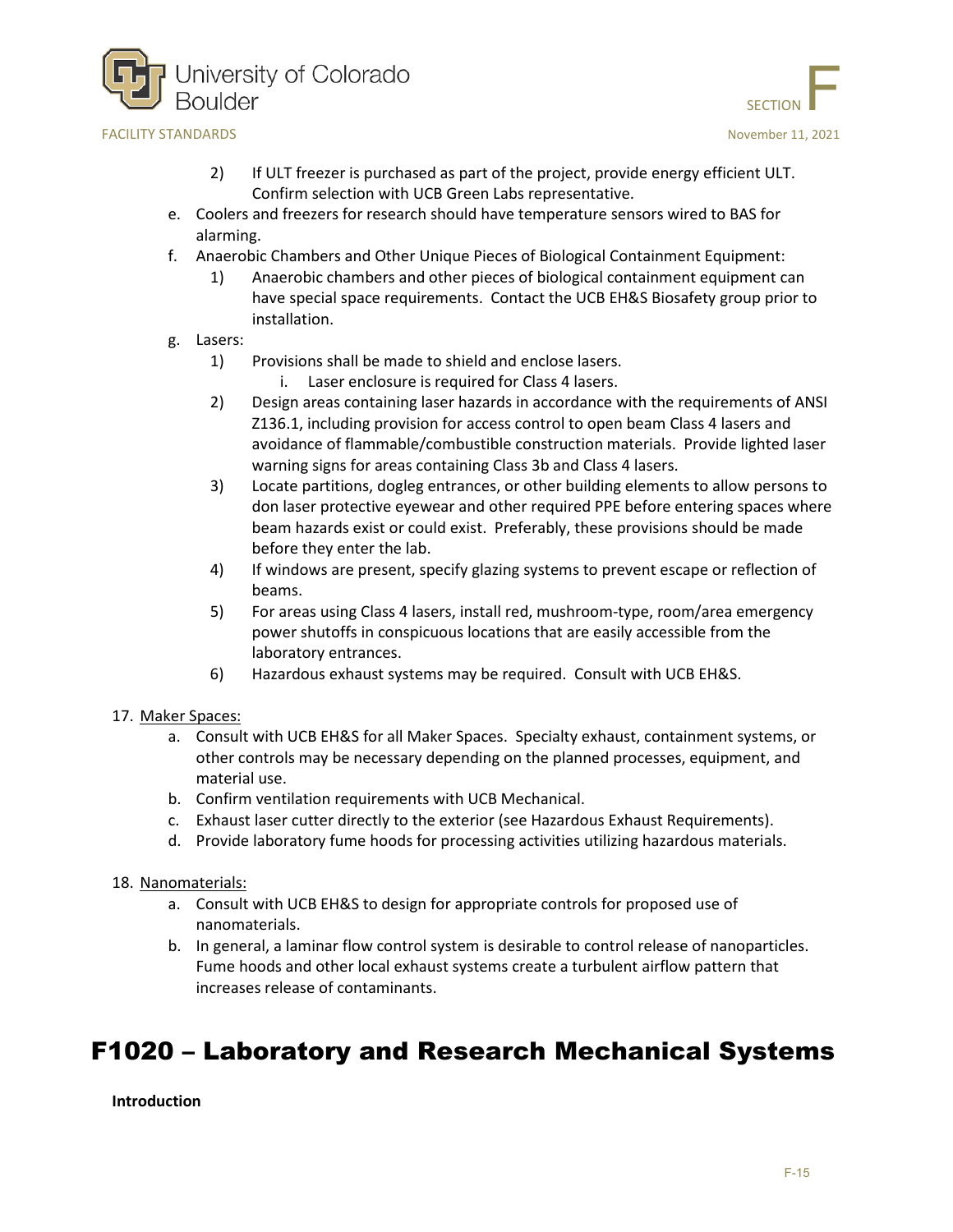2) If ULT freezer is purchased as part of the project, provide energy efficient ULT. Confirm selection with UCB Green Labs representative.

e. Coolers and freezers for research should have temperature sensors wired to BAS for alarming.

f. Anaerobic Chambers and Other Unique Pieces of Biological Containment Equipment:

1) Anaerobic chambers and other pieces of biological containment equipment can have special space requirements. Contact the UCB EH&S Biosafety group prior to installation.

g. Lasers:

1) Provisions shall be made to shield and enclose lasers.

i. Laser enclosure is required for Class 4 lasers.

2) Design areas containing laser hazards in accordance with the requirements of ANSI Z136.1, including provision for access control to open beam Class 4 lasers and avoidance of flammable/combustible construction materials. Provide lighted laser warning signs for areas containing Class 3b and Class 4 lasers.

3) Locate partitions, dogleg entrances, or other building elements to allow persons to don laser protective eyewear and other required PPE before entering spaces where beam hazards exist or could exist. Preferably, these provisions should be made before they enter the lab.

4) If windows are present, specify glazing systems to prevent escape or reflection of beams.

5) For areas using Class 4 lasers, install red, mushroom-type, room/area emergency power shutoffs in conspicuous locations that are easily accessible from the laboratory entrances.

6) Hazardous exhaust systems may be required. Consult with UCB EH&S.

17. <u>Maker Spaces:</u>

a. Consult with UCB EH&S for all Maker Spaces. Specialty exhaust, containment systems, or other controls may be necessary depending on the planned processes, equipment, and material use.

b. Confirm ventilation requirements with UCB Mechanical.

c. Exhaust laser cutter directly to the exterior (see Hazardous Exhaust Requirements).

d. Provide laboratory fume hoods for processing activities utilizing hazardous materials.

18. <u>Nanomaterials:</u>

a. Consult with UCB EH&S to design for appropriate controls for proposed use of nanomaterials.

b. In general, a laminar flow control system is desirable to control release of nanoparticles. Fume hoods and other local exhaust systems create a turbulent airflow pattern that increases release of contaminants.

# F1020 – Laboratory and Research Mechanical Systems

**Introduction**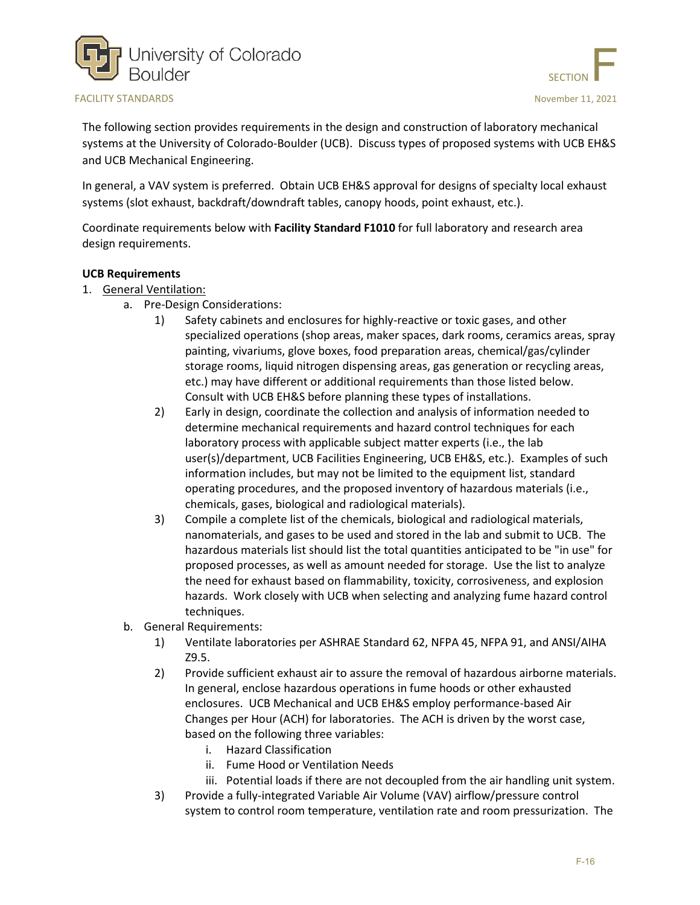The following section provides requirements in the design and construction of laboratory mechanical systems at the University of Colorado-Boulder (UCB). Discuss types of proposed systems with UCB EH&S and UCB Mechanical Engineering.

In general, a VAV system is preferred. Obtain UCB EH&S approval for designs of specialty local exhaust systems (slot exhaust, backdraft/downdraft tables, canopy hoods, point exhaust, etc.).

Coordinate requirements below with **Facility Standard F1010** for full laboratory and research area design requirements.

**UCB Requirements**

1. General Ventilation:
   a. Pre-Design Considerations:
      1) Safety cabinets and enclosures for highly-reactive or toxic gases, and other specialized operations (shop areas, maker spaces, dark rooms, ceramics areas, spray painting, vivariums, glove boxes, food preparation areas, chemical/gas/cylinder storage rooms, liquid nitrogen dispensing areas, gas generation or recycling areas, etc.) may have different or additional requirements than those listed below. Consult with UCB EH&S before planning these types of installations.
      2) Early in design, coordinate the collection and analysis of information needed to determine mechanical requirements and hazard control techniques for each laboratory process with applicable subject matter experts (i.e., the lab user(s)/department, UCB Facilities Engineering, UCB EH&S, etc.). Examples of such information includes, but may not be limited to the equipment list, standard operating procedures, and the proposed inventory of hazardous materials (i.e., chemicals, gases, biological and radiological materials).
      3) Compile a complete list of the chemicals, biological and radiological materials, nanomaterials, and gases to be used and stored in the lab and submit to UCB. The hazardous materials list should list the total quantities anticipated to be "in use" for proposed processes, as well as amount needed for storage. Use the list to analyze the need for exhaust based on flammability, toxicity, corrosiveness, and explosion hazards. Work closely with UCB when selecting and analyzing fume hazard control techniques.

   b. General Requirements:
      1) Ventilate laboratories per ASHRAE Standard 62, NFPA 45, NFPA 91, and ANSI/AIHA Z9.5.
      2) Provide sufficient exhaust air to assure the removal of hazardous airborne materials. In general, enclose hazardous operations in fume hoods or other exhausted enclosures. UCB Mechanical and UCB EH&S employ performance-based Air Changes per Hour (ACH) for laboratories. The ACH is driven by the worst case, based on the following three variables:
         i. Hazard Classification
         ii. Fume Hood or Ventilation Needs
         iii. Potential loads if there are not decoupled from the air handling unit system.
      3) Provide a fully-integrated Variable Air Volume (VAV) airflow/pressure control system to control room temperature, ventilation rate and room pressurization. The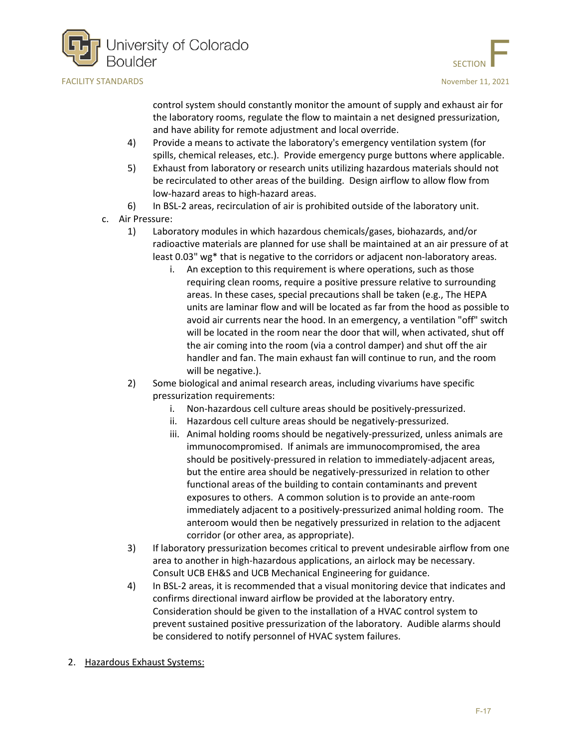control system should constantly monitor the amount of supply and exhaust air for the laboratory rooms, regulate the flow to maintain a net designed pressurization, and have ability for remote adjustment and local override.

4) Provide a means to activate the laboratory's emergency ventilation system (for spills, chemical releases, etc.). Provide emergency purge buttons where applicable.
5) Exhaust from laboratory or research units utilizing hazardous materials should not be recirculated to other areas of the building. Design airflow to allow flow from low-hazard areas to high-hazard areas.
6) In BSL-2 areas, recirculation of air is prohibited outside of the laboratory unit.

c. Air Pressure:

1) Laboratory modules in which hazardous chemicals/gases, biohazards, and/or radioactive materials are planned for use shall be maintained at an air pressure of at least 0.03" wg* that is negative to the corridors or adjacent non-laboratory areas.
   i. An exception to this requirement is where operations, such as those requiring clean rooms, require a positive pressure relative to surrounding areas. In these cases, special precautions shall be taken (e.g., The HEPA units are laminar flow and will be located as far from the hood as possible to avoid air currents near the hood. In an emergency, a ventilation "off" switch will be located in the room near the door that will, when activated, shut off the air coming into the room (via a control damper) and shut off the air handler and fan. The main exhaust fan will continue to run, and the room will be negative.).
2) Some biological and animal research areas, including vivariums have specific pressurization requirements:
   i. Non-hazardous cell culture areas should be positively-pressurized.
   ii. Hazardous cell culture areas should be negatively-pressurized.
   iii. Animal holding rooms should be negatively-pressurized, unless animals are immunocompromised. If animals are immunocompromised, the area should be positively-pressured in relation to immediately-adjacent areas, but the entire area should be negatively-pressurized in relation to other functional areas of the building to contain contaminants and prevent exposures to others. A common solution is to provide an ante-room immediately adjacent to a positively-pressurized animal holding room. The anteroom would then be negatively pressurized in relation to the adjacent corridor (or other area, as appropriate).
3) If laboratory pressurization becomes critical to prevent undesirable airflow from one area to another in high-hazardous applications, an airlock may be necessary. Consult UCB EH&S and UCB Mechanical Engineering for guidance.
4) In BSL-2 areas, it is recommended that a visual monitoring device that indicates and confirms directional inward airflow be provided at the laboratory entry. Consideration should be given to the installation of a HVAC control system to prevent sustained positive pressurization of the laboratory. Audible alarms should be considered to notify personnel of HVAC system failures.

2. <u>Hazardous Exhaust Systems:</u>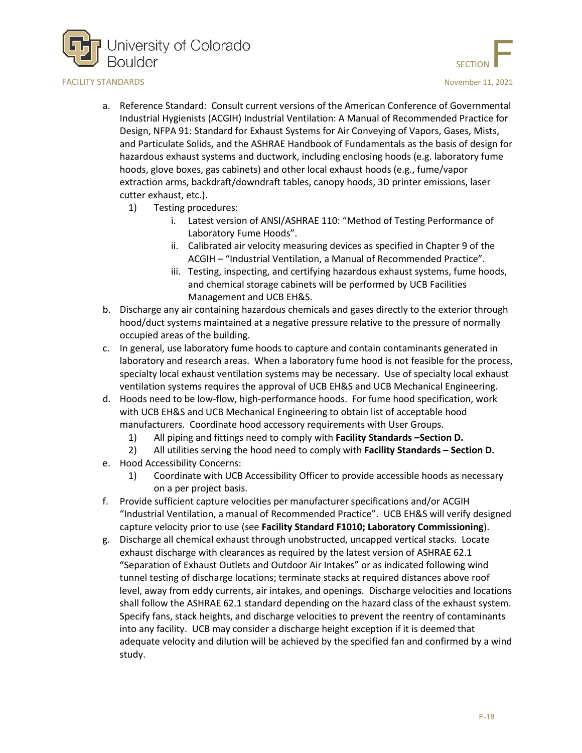a. Reference Standard: Consult current versions of the American Conference of Governmental Industrial Hygienists (ACGIH) Industrial Ventilation: A Manual of Recommended Practice for Design, NFPA 91: Standard for Exhaust Systems for Air Conveying of Vapors, Gases, Mists, and Particulate Solids, and the ASHRAE Handbook of Fundamentals as the basis of design for hazardous exhaust systems and ductwork, including enclosing hoods (e.g. laboratory fume hoods, glove boxes, gas cabinets) and other local exhaust hoods (e.g., fume/vapor extraction arms, backdraft/downdraft tables, canopy hoods, 3D printer emissions, laser cutter exhaust, etc.).
   1) Testing procedures:
      i. Latest version of ANSI/ASHRAE 110: "Method of Testing Performance of Laboratory Fume Hoods".
      ii. Calibrated air velocity measuring devices as specified in Chapter 9 of the ACGIH – "Industrial Ventilation, a Manual of Recommended Practice".
      iii. Testing, inspecting, and certifying hazardous exhaust systems, fume hoods, and chemical storage cabinets will be performed by UCB Facilities Management and UCB EH&S.

b. Discharge any air containing hazardous chemicals and gases directly to the exterior through hood/duct systems maintained at a negative pressure relative to the pressure of normally occupied areas of the building.

c. In general, use laboratory fume hoods to capture and contain contaminants generated in laboratory and research areas. When a laboratory fume hood is not feasible for the process, specialty local exhaust ventilation systems may be necessary. Use of specialty local exhaust ventilation systems requires the approval of UCB EH&S and UCB Mechanical Engineering.

d. Hoods need to be low-flow, high-performance hoods. For fume hood specification, work with UCB EH&S and UCB Mechanical Engineering to obtain list of acceptable hood manufacturers. Coordinate hood accessory requirements with User Groups.
   1) All piping and fittings need to comply with **Facility Standards –Section D.**
   2) All utilities serving the hood need to comply with **Facility Standards – Section D.**

e. Hood Accessibility Concerns:
   1) Coordinate with UCB Accessibility Officer to provide accessible hoods as necessary on a per project basis.

f. Provide sufficient capture velocities per manufacturer specifications and/or ACGIH "Industrial Ventilation, a manual of Recommended Practice". UCB EH&S will verify designed capture velocity prior to use (see **Facility Standard F1010; Laboratory Commissioning**).

g. Discharge all chemical exhaust through unobstructed, uncapped vertical stacks. Locate exhaust discharge with clearances as required by the latest version of ASHRAE 62.1 "Separation of Exhaust Outlets and Outdoor Air Intakes" or as indicated following wind tunnel testing of discharge locations; terminate stacks at required distances above roof level, away from eddy currents, air intakes, and openings. Discharge velocities and locations shall follow the ASHRAE 62.1 standard depending on the hazard class of the exhaust system. Specify fans, stack heights, and discharge velocities to prevent the reentry of contaminants into any facility. UCB may consider a discharge height exception if it is deemed that adequate velocity and dilution will be achieved by the specified fan and confirmed by a wind study.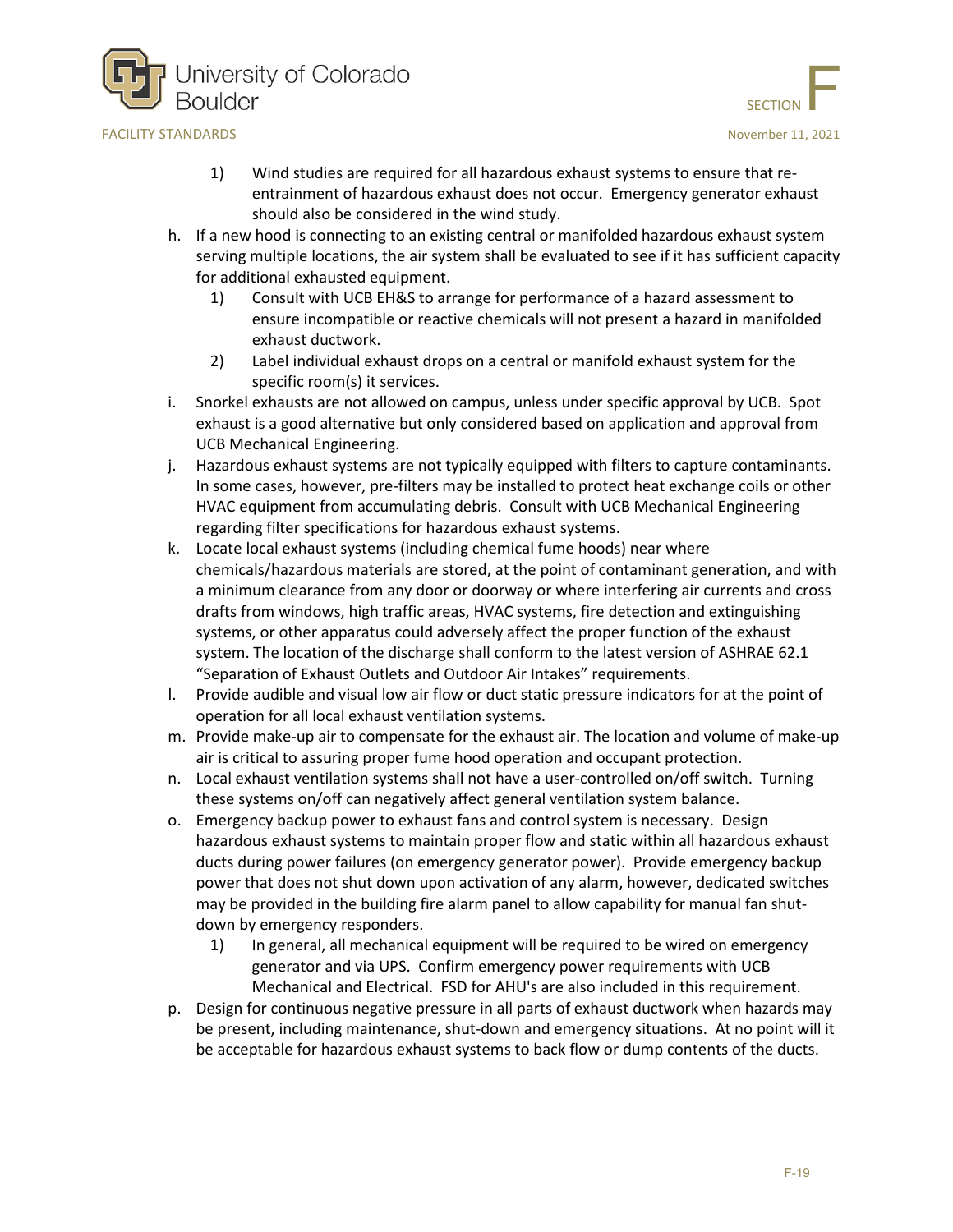1) Wind studies are required for all hazardous exhaust systems to ensure that re-entrainment of hazardous exhaust does not occur. Emergency generator exhaust should also be considered in the wind study.

h. If a new hood is connecting to an existing central or manifolded hazardous exhaust system serving multiple locations, the air system shall be evaluated to see if it has sufficient capacity for additional exhausted equipment.

   1) Consult with UCB EH&S to arrange for performance of a hazard assessment to ensure incompatible or reactive chemicals will not present a hazard in manifolded exhaust ductwork.

   2) Label individual exhaust drops on a central or manifold exhaust system for the specific room(s) it services.

i. Snorkel exhausts are not allowed on campus, unless under specific approval by UCB. Spot exhaust is a good alternative but only considered based on application and approval from UCB Mechanical Engineering.

j. Hazardous exhaust systems are not typically equipped with filters to capture contaminants. In some cases, however, pre-filters may be installed to protect heat exchange coils or other HVAC equipment from accumulating debris. Consult with UCB Mechanical Engineering regarding filter specifications for hazardous exhaust systems.

k. Locate local exhaust systems (including chemical fume hoods) near where chemicals/hazardous materials are stored, at the point of contaminant generation, and with a minimum clearance from any door or doorway or where interfering air currents and cross drafts from windows, high traffic areas, HVAC systems, fire detection and extinguishing systems, or other apparatus could adversely affect the proper function of the exhaust system. The location of the discharge shall conform to the latest version of ASHRAE 62.1 "Separation of Exhaust Outlets and Outdoor Air Intakes" requirements.

l. Provide audible and visual low air flow or duct static pressure indicators for at the point of operation for all local exhaust ventilation systems.

m. Provide make-up air to compensate for the exhaust air. The location and volume of make-up air is critical to assuring proper fume hood operation and occupant protection.

n. Local exhaust ventilation systems shall not have a user-controlled on/off switch. Turning these systems on/off can negatively affect general ventilation system balance.

o. Emergency backup power to exhaust fans and control system is necessary. Design hazardous exhaust systems to maintain proper flow and static within all hazardous exhaust ducts during power failures (on emergency generator power). Provide emergency backup power that does not shut down upon activation of any alarm, however, dedicated switches may be provided in the building fire alarm panel to allow capability for manual fan shut-down by emergency responders.

   1) In general, all mechanical equipment will be required to be wired on emergency generator and via UPS. Confirm emergency power requirements with UCB Mechanical and Electrical. FSD for AHU's are also included in this requirement.

p. Design for continuous negative pressure in all parts of exhaust ductwork when hazards may be present, including maintenance, shut-down and emergency situations. At no point will it be acceptable for hazardous exhaust systems to back flow or dump contents of the ducts.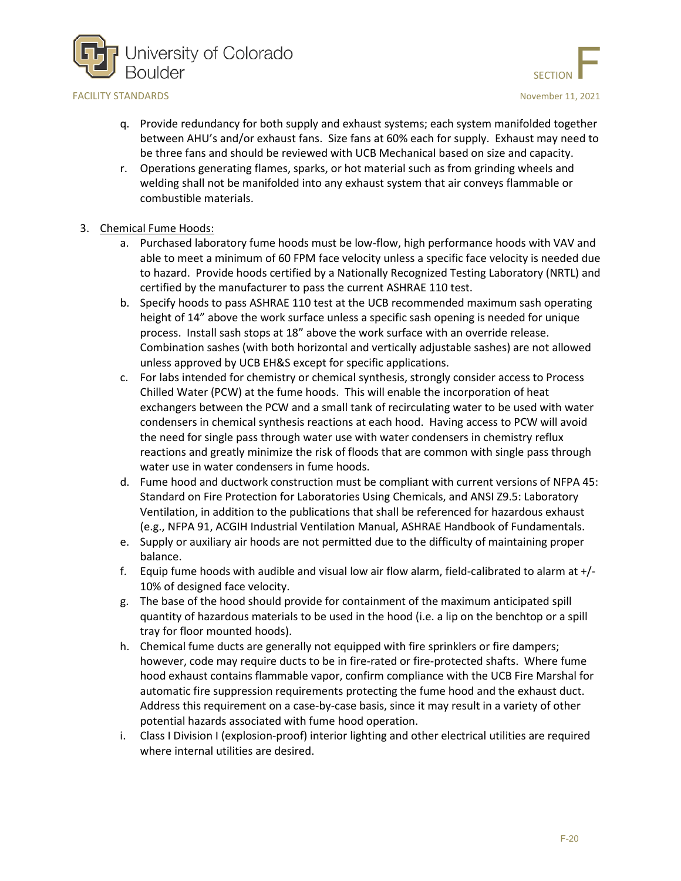q. Provide redundancy for both supply and exhaust systems; each system manifolded together between AHU's and/or exhaust fans. Size fans at 60% each for supply. Exhaust may need to be three fans and should be reviewed with UCB Mechanical based on size and capacity.

r. Operations generating flames, sparks, or hot material such as from grinding wheels and welding shall not be manifolded into any exhaust system that air conveys flammable or combustible materials.

3. <u>Chemical Fume Hoods:</u>

   a. Purchased laboratory fume hoods must be low-flow, high performance hoods with VAV and able to meet a minimum of 60 FPM face velocity unless a specific face velocity is needed due to hazard. Provide hoods certified by a Nationally Recognized Testing Laboratory (NRTL) and certified by the manufacturer to pass the current ASHRAE 110 test.

   b. Specify hoods to pass ASHRAE 110 test at the UCB recommended maximum sash operating height of 14" above the work surface unless a specific sash opening is needed for unique process. Install sash stops at 18" above the work surface with an override release. Combination sashes (with both horizontal and vertically adjustable sashes) are not allowed unless approved by UCB EH&S except for specific applications.

   c. For labs intended for chemistry or chemical synthesis, strongly consider access to Process Chilled Water (PCW) at the fume hoods. This will enable the incorporation of heat exchangers between the PCW and a small tank of recirculating water to be used with water condensers in chemical synthesis reactions at each hood. Having access to PCW will avoid the need for single pass through water use with water condensers in chemistry reflux reactions and greatly minimize the risk of floods that are common with single pass through water use in water condensers in fume hoods.

   d. Fume hood and ductwork construction must be compliant with current versions of NFPA 45: Standard on Fire Protection for Laboratories Using Chemicals, and ANSI Z9.5: Laboratory Ventilation, in addition to the publications that shall be referenced for hazardous exhaust (e.g., NFPA 91, ACGIH Industrial Ventilation Manual, ASHRAE Handbook of Fundamentals.

   e. Supply or auxiliary air hoods are not permitted due to the difficulty of maintaining proper balance.

   f. Equip fume hoods with audible and visual low air flow alarm, field-calibrated to alarm at +/- 10% of designed face velocity.

   g. The base of the hood should provide for containment of the maximum anticipated spill quantity of hazardous materials to be used in the hood (i.e. a lip on the benchtop or a spill tray for floor mounted hoods).

   h. Chemical fume ducts are generally not equipped with fire sprinklers or fire dampers; however, code may require ducts to be in fire-rated or fire-protected shafts. Where fume hood exhaust contains flammable vapor, confirm compliance with the UCB Fire Marshal for automatic fire suppression requirements protecting the fume hood and the exhaust duct. Address this requirement on a case-by-case basis, since it may result in a variety of other potential hazards associated with fume hood operation.

   i. Class I Division I (explosion-proof) interior lighting and other electrical utilities are required where internal utilities are desired.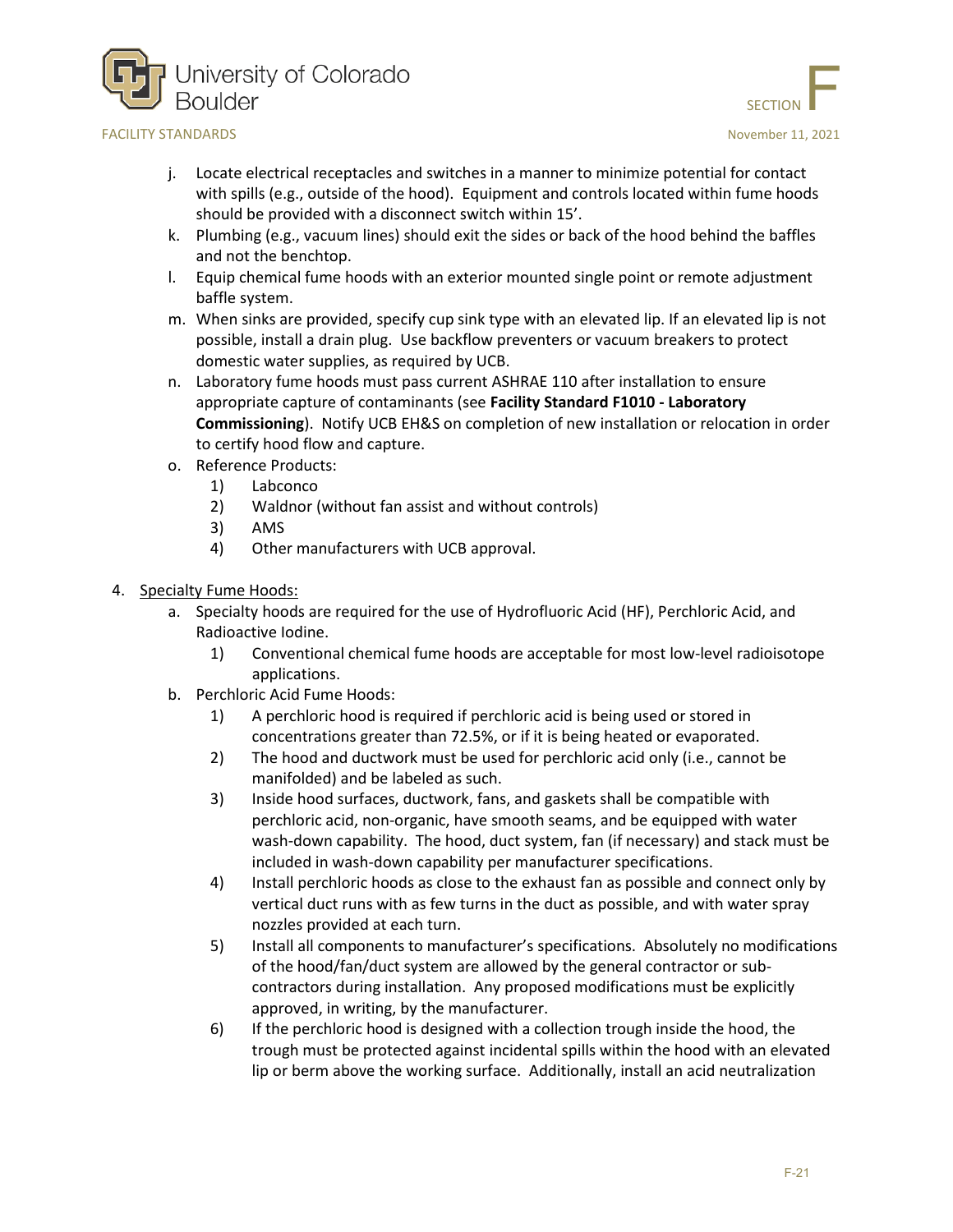j. Locate electrical receptacles and switches in a manner to minimize potential for contact with spills (e.g., outside of the hood). Equipment and controls located within fume hoods should be provided with a disconnect switch within 15'.

k. Plumbing (e.g., vacuum lines) should exit the sides or back of the hood behind the baffles and not the benchtop.

l. Equip chemical fume hoods with an exterior mounted single point or remote adjustment baffle system.

m. When sinks are provided, specify cup sink type with an elevated lip. If an elevated lip is not possible, install a drain plug. Use backflow preventers or vacuum breakers to protect domestic water supplies, as required by UCB.

n. Laboratory fume hoods must pass current ASHRAE 110 after installation to ensure appropriate capture of contaminants (see **Facility Standard F1010 - Laboratory Commissioning**). Notify UCB EH&S on completion of new installation or relocation in order to certify hood flow and capture.

o. Reference Products:
   1) Labconco
   2) Waldnor (without fan assist and without controls)
   3) AMS
   4) Other manufacturers with UCB approval.

4. Specialty Fume Hoods:

   a. Specialty hoods are required for the use of Hydrofluoric Acid (HF), Perchloric Acid, and Radioactive Iodine.
      1) Conventional chemical fume hoods are acceptable for most low-level radioisotope applications.

   b. Perchloric Acid Fume Hoods:
      1) A perchloric hood is required if perchloric acid is being used or stored in concentrations greater than 72.5%, or if it is being heated or evaporated.
      2) The hood and ductwork must be used for perchloric acid only (i.e., cannot be manifolded) and be labeled as such.
      3) Inside hood surfaces, ductwork, fans, and gaskets shall be compatible with perchloric acid, non-organic, have smooth seams, and be equipped with water wash-down capability. The hood, duct system, fan (if necessary) and stack must be included in wash-down capability per manufacturer specifications.
      4) Install perchloric hoods as close to the exhaust fan as possible and connect only by vertical duct runs with as few turns in the duct as possible, and with water spray nozzles provided at each turn.
      5) Install all components to manufacturer's specifications. Absolutely no modifications of the hood/fan/duct system are allowed by the general contractor or sub-contractors during installation. Any proposed modifications must be explicitly approved, in writing, by the manufacturer.
      6) If the perchloric hood is designed with a collection trough inside the hood, the trough must be protected against incidental spills within the hood with an elevated lip or berm above the working surface. Additionally, install an acid neutralization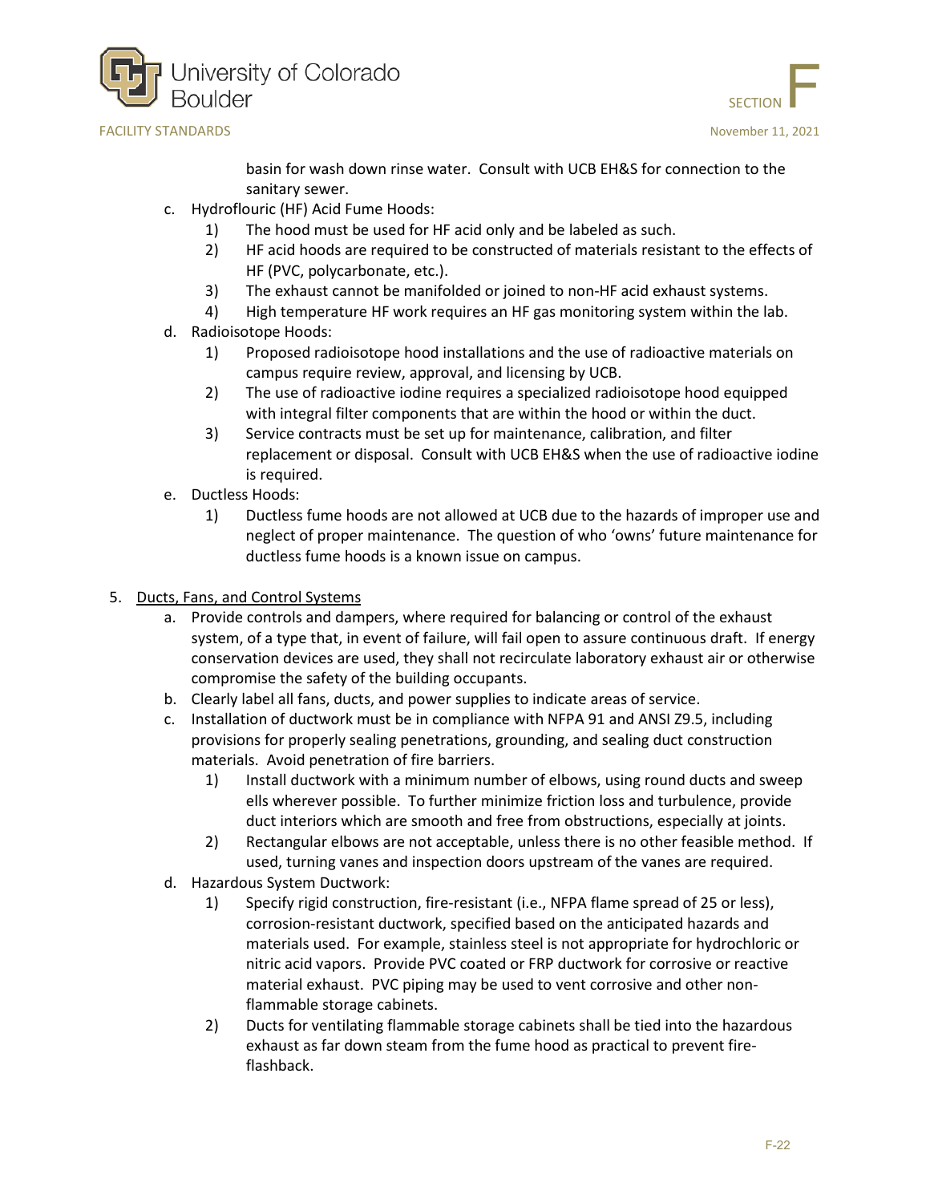basin for wash down rinse water. Consult with UCB EH&S for connection to the sanitary sewer.

c. Hydroflouric (HF) Acid Fume Hoods:
    1) The hood must be used for HF acid only and be labeled as such.
    2) HF acid hoods are required to be constructed of materials resistant to the effects of HF (PVC, polycarbonate, etc.).
    3) The exhaust cannot be manifolded or joined to non-HF acid exhaust systems.
    4) High temperature HF work requires an HF gas monitoring system within the lab.

d. Radioisotope Hoods:
    1) Proposed radioisotope hood installations and the use of radioactive materials on campus require review, approval, and licensing by UCB.
    2) The use of radioactive iodine requires a specialized radioisotope hood equipped with integral filter components that are within the hood or within the duct.
    3) Service contracts must be set up for maintenance, calibration, and filter replacement or disposal. Consult with UCB EH&S when the use of radioactive iodine is required.

e. Ductless Hoods:
    1) Ductless fume hoods are not allowed at UCB due to the hazards of improper use and neglect of proper maintenance. The question of who 'owns' future maintenance for ductless fume hoods is a known issue on campus.

5. <u>Ducts, Fans, and Control Systems</u>
    a. Provide controls and dampers, where required for balancing or control of the exhaust system, of a type that, in event of failure, will fail open to assure continuous draft. If energy conservation devices are used, they shall not recirculate laboratory exhaust air or otherwise compromise the safety of the building occupants.
    b. Clearly label all fans, ducts, and power supplies to indicate areas of service.
    c. Installation of ductwork must be in compliance with NFPA 91 and ANSI Z9.5, including provisions for properly sealing penetrations, grounding, and sealing duct construction materials. Avoid penetration of fire barriers.
        1) Install ductwork with a minimum number of elbows, using round ducts and sweep ells wherever possible. To further minimize friction loss and turbulence, provide duct interiors which are smooth and free from obstructions, especially at joints.
        2) Rectangular elbows are not acceptable, unless there is no other feasible method. If used, turning vanes and inspection doors upstream of the vanes are required.
    d. Hazardous System Ductwork:
        1) Specify rigid construction, fire-resistant (i.e., NFPA flame spread of 25 or less), corrosion-resistant ductwork, specified based on the anticipated hazards and materials used. For example, stainless steel is not appropriate for hydrochloric or nitric acid vapors. Provide PVC coated or FRP ductwork for corrosive or reactive material exhaust. PVC piping may be used to vent corrosive and other non-flammable storage cabinets.
        2) Ducts for ventilating flammable storage cabinets shall be tied into the hazardous exhaust as far down steam from the fume hood as practical to prevent fire-flashback.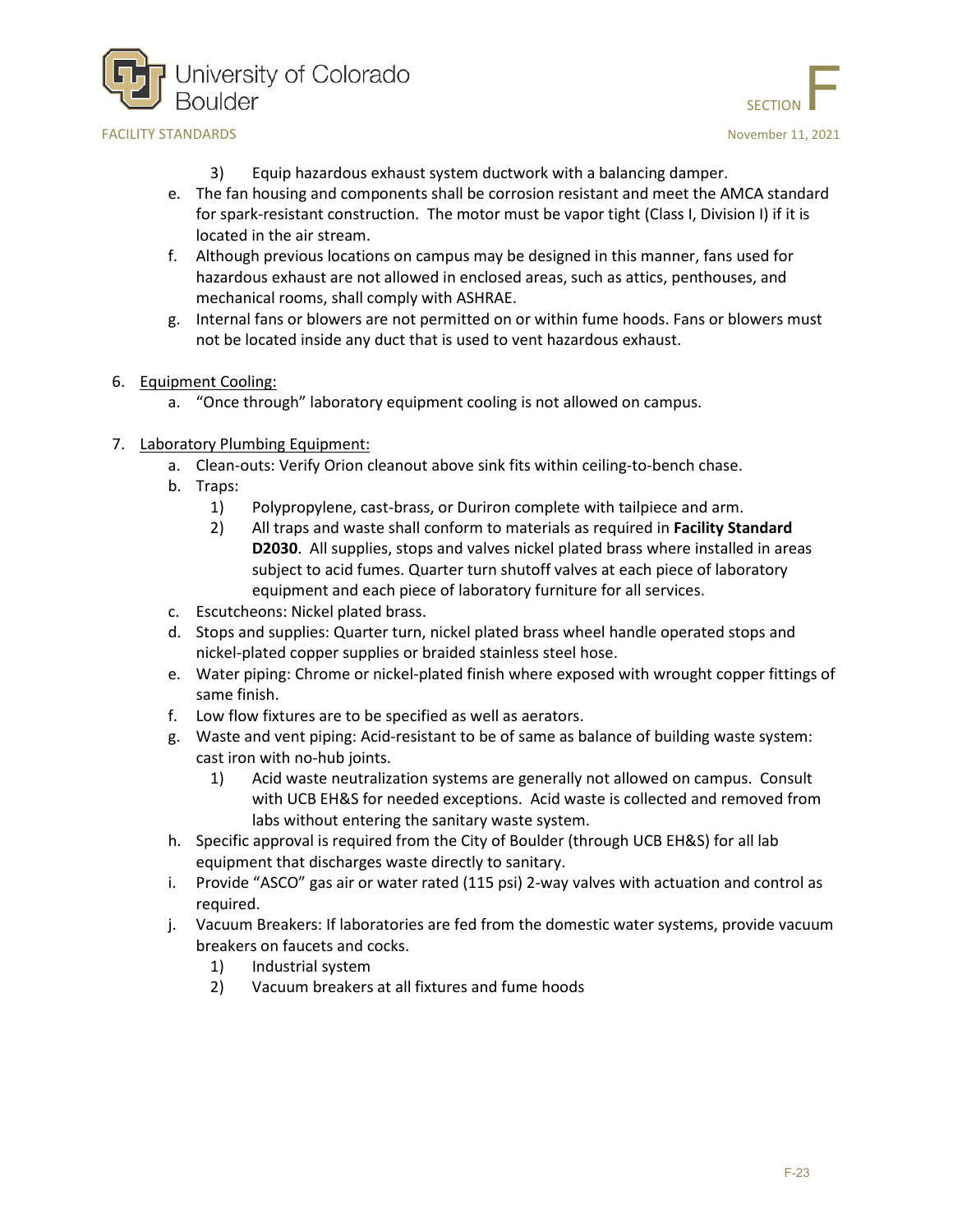3) Equip hazardous exhaust system ductwork with a balancing damper.

e. The fan housing and components shall be corrosion resistant and meet the AMCA standard for spark-resistant construction. The motor must be vapor tight (Class I, Division I) if it is located in the air stream.

f. Although previous locations on campus may be designed in this manner, fans used for hazardous exhaust are not allowed in enclosed areas, such as attics, penthouses, and mechanical rooms, shall comply with ASHRAE.

g. Internal fans or blowers are not permitted on or within fume hoods. Fans or blowers must not be located inside any duct that is used to vent hazardous exhaust.

6. <u>Equipment Cooling:</u>
   a. "Once through" laboratory equipment cooling is not allowed on campus.

7. <u>Laboratory Plumbing Equipment:</u>
   a. Clean-outs: Verify Orion cleanout above sink fits within ceiling-to-bench chase.
   b. Traps:
      1) Polypropylene, cast-brass, or Duriron complete with tailpiece and arm.
      2) All traps and waste shall conform to materials as required in **Facility Standard D2030**. All supplies, stops and valves nickel plated brass where installed in areas subject to acid fumes. Quarter turn shutoff valves at each piece of laboratory equipment and each piece of laboratory furniture for all services.
   c. Escutcheons: Nickel plated brass.
   d. Stops and supplies: Quarter turn, nickel plated brass wheel handle operated stops and nickel-plated copper supplies or braided stainless steel hose.
   e. Water piping: Chrome or nickel-plated finish where exposed with wrought copper fittings of same finish.
   f. Low flow fixtures are to be specified as well as aerators.
   g. Waste and vent piping: Acid-resistant to be of same as balance of building waste system: cast iron with no-hub joints.
      1) Acid waste neutralization systems are generally not allowed on campus. Consult with UCB EH&S for needed exceptions. Acid waste is collected and removed from labs without entering the sanitary waste system.
   h. Specific approval is required from the City of Boulder (through UCB EH&S) for all lab equipment that discharges waste directly to sanitary.
   i. Provide "ASCO" gas air or water rated (115 psi) 2-way valves with actuation and control as required.
   j. Vacuum Breakers: If laboratories are fed from the domestic water systems, provide vacuum breakers on faucets and cocks.
      1) Industrial system
      2) Vacuum breakers at all fixtures and fume hoods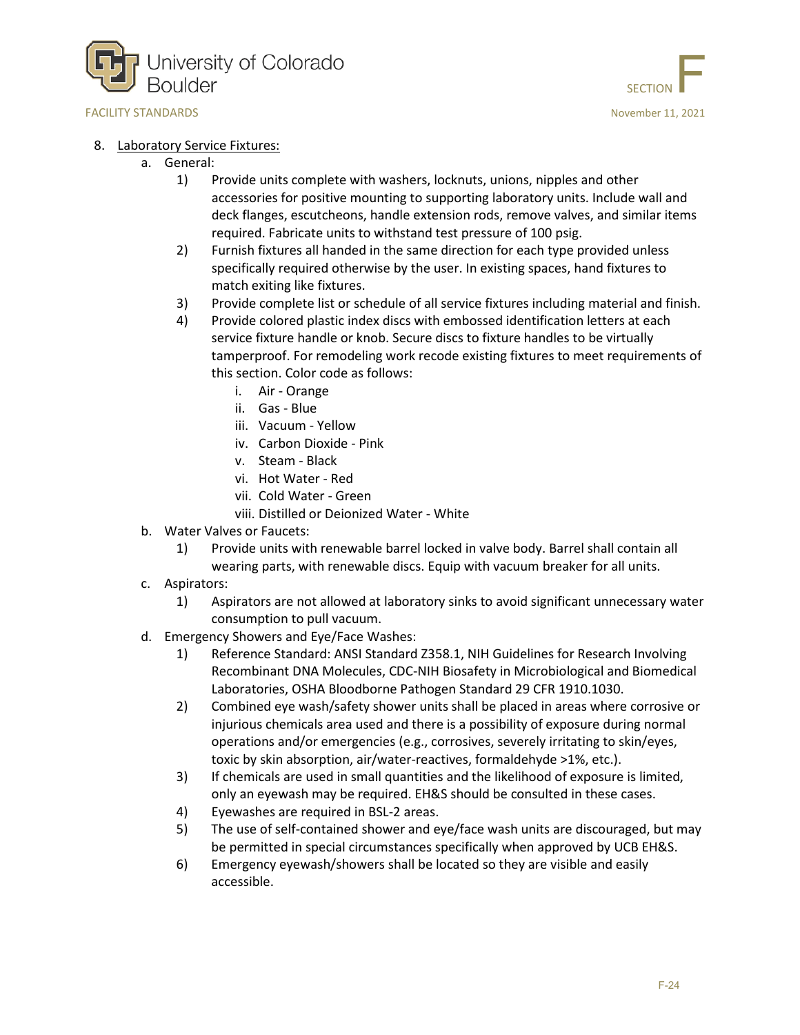8. Laboratory Service Fixtures:
   a. General:
      1) Provide units complete with washers, locknuts, unions, nipples and other accessories for positive mounting to supporting laboratory units. Include wall and deck flanges, escutcheons, handle extension rods, remove valves, and similar items required. Fabricate units to withstand test pressure of 100 psig.
      2) Furnish fixtures all handed in the same direction for each type provided unless specifically required otherwise by the user. In existing spaces, hand fixtures to match exiting like fixtures.
      3) Provide complete list or schedule of all service fixtures including material and finish.
      4) Provide colored plastic index discs with embossed identification letters at each service fixture handle or knob. Secure discs to fixture handles to be virtually tamperproof. For remodeling work recode existing fixtures to meet requirements of this section. Color code as follows:
         i. Air - Orange
         ii. Gas - Blue
         iii. Vacuum - Yellow
         iv. Carbon Dioxide - Pink
         v. Steam - Black
         vi. Hot Water - Red
         vii. Cold Water - Green
         viii. Distilled or Deionized Water - White
   b. Water Valves or Faucets:
      1) Provide units with renewable barrel locked in valve body. Barrel shall contain all wearing parts, with renewable discs. Equip with vacuum breaker for all units.
   c. Aspirators:
      1) Aspirators are not allowed at laboratory sinks to avoid significant unnecessary water consumption to pull vacuum.
   d. Emergency Showers and Eye/Face Washes:
      1) Reference Standard: ANSI Standard Z358.1, NIH Guidelines for Research Involving Recombinant DNA Molecules, CDC-NIH Biosafety in Microbiological and Biomedical Laboratories, OSHA Bloodborne Pathogen Standard 29 CFR 1910.1030.
      2) Combined eye wash/safety shower units shall be placed in areas where corrosive or injurious chemicals area used and there is a possibility of exposure during normal operations and/or emergencies (e.g., corrosives, severely irritating to skin/eyes, toxic by skin absorption, air/water-reactives, formaldehyde >1%, etc.).
      3) If chemicals are used in small quantities and the likelihood of exposure is limited, only an eyewash may be required. EH&S should be consulted in these cases.
      4) Eyewashes are required in BSL-2 areas.
      5) The use of self-contained shower and eye/face wash units are discouraged, but may be permitted in special circumstances specifically when approved by UCB EH&S.
      6) Emergency eyewash/showers shall be located so they are visible and easily accessible.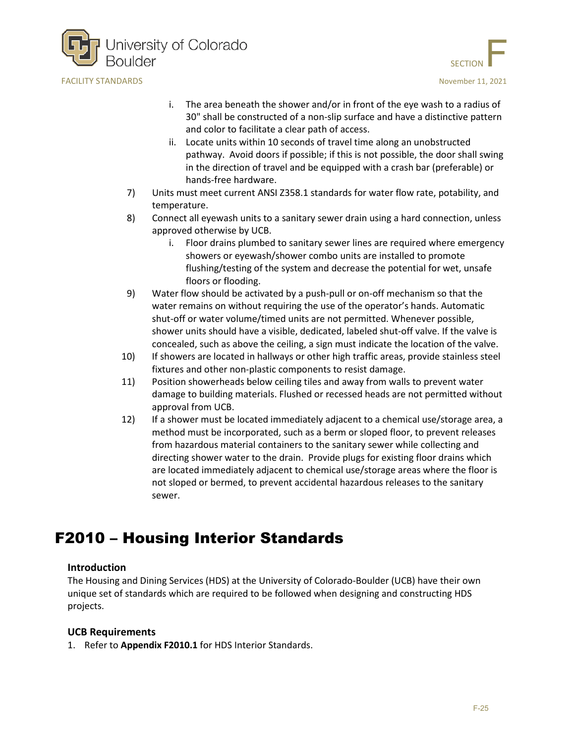i. The area beneath the shower and/or in front of the eye wash to a radius of 30" shall be constructed of a non-slip surface and have a distinctive pattern and color to facilitate a clear path of access.
   ii. Locate units within 10 seconds of travel time along an unobstructed pathway. Avoid doors if possible; if this is not possible, the door shall swing in the direction of travel and be equipped with a crash bar (preferable) or hands-free hardware.

7) Units must meet current ANSI Z358.1 standards for water flow rate, potability, and temperature.
8) Connect all eyewash units to a sanitary sewer drain using a hard connection, unless approved otherwise by UCB.
   i. Floor drains plumbed to sanitary sewer lines are required where emergency showers or eyewash/shower combo units are installed to promote flushing/testing of the system and decrease the potential for wet, unsafe floors or flooding.
9) Water flow should be activated by a push-pull or on-off mechanism so that the water remains on without requiring the use of the operator's hands. Automatic shut-off or water volume/timed units are not permitted. Whenever possible, shower units should have a visible, dedicated, labeled shut-off valve. If the valve is concealed, such as above the ceiling, a sign must indicate the location of the valve.
10) If showers are located in hallways or other high traffic areas, provide stainless steel fixtures and other non-plastic components to resist damage.
11) Position showerheads below ceiling tiles and away from walls to prevent water damage to building materials. Flushed or recessed heads are not permitted without approval from UCB.
12) If a shower must be located immediately adjacent to a chemical use/storage area, a method must be incorporated, such as a berm or sloped floor, to prevent releases from hazardous material containers to the sanitary sewer while collecting and directing shower water to the drain. Provide plugs for existing floor drains which are located immediately adjacent to chemical use/storage areas where the floor is not sloped or bermed, to prevent accidental hazardous releases to the sanitary sewer.

# F2010 – Housing Interior Standards

### Introduction

The Housing and Dining Services (HDS) at the University of Colorado-Boulder (UCB) have their own unique set of standards which are required to be followed when designing and constructing HDS projects.

### UCB Requirements

1. Refer to **Appendix F2010.1** for HDS Interior Standards.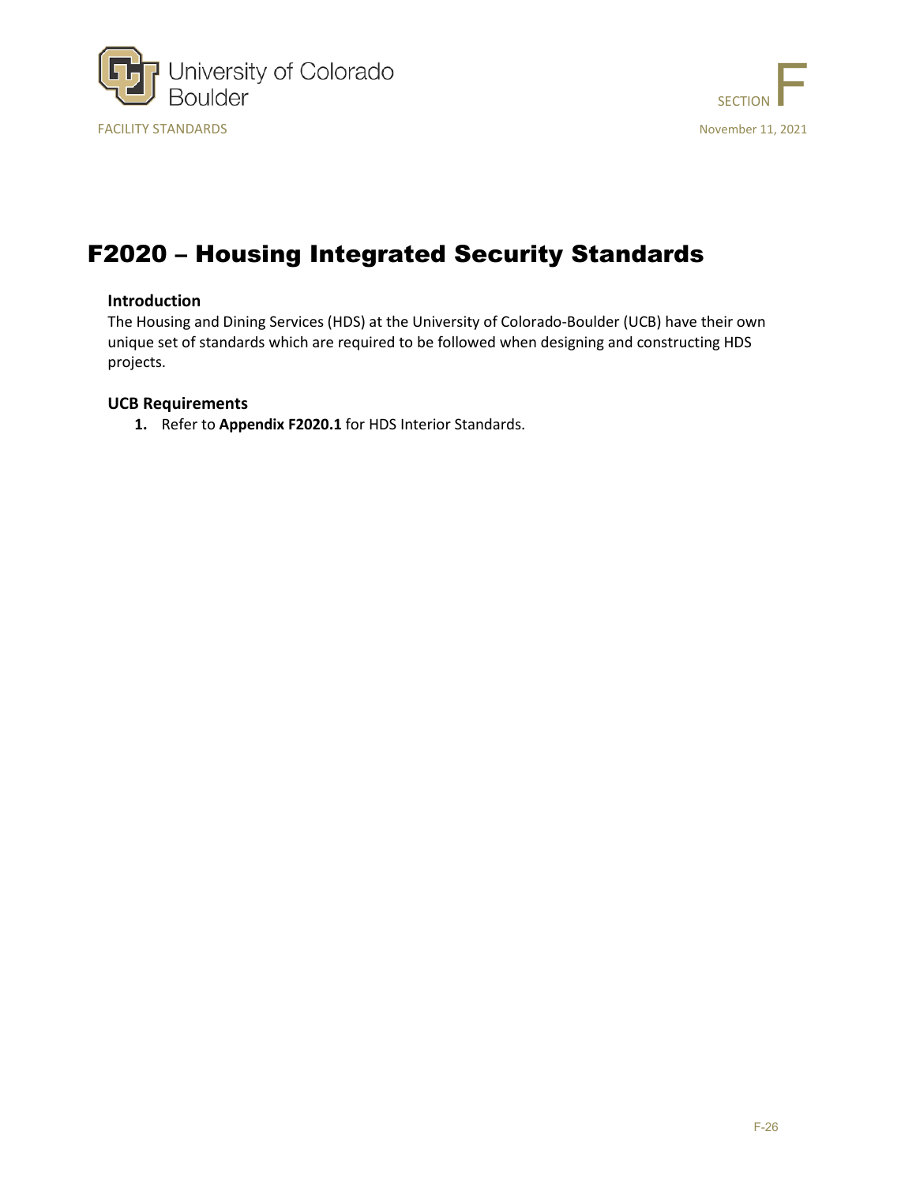# F2020 – Housing Integrated Security Standards

### Introduction

The Housing and Dining Services (HDS) at the University of Colorado-Boulder (UCB) have their own unique set of standards which are required to be followed when designing and constructing HDS projects.

### UCB Requirements

1. Refer to **Appendix F2020.1** for HDS Interior Standards.